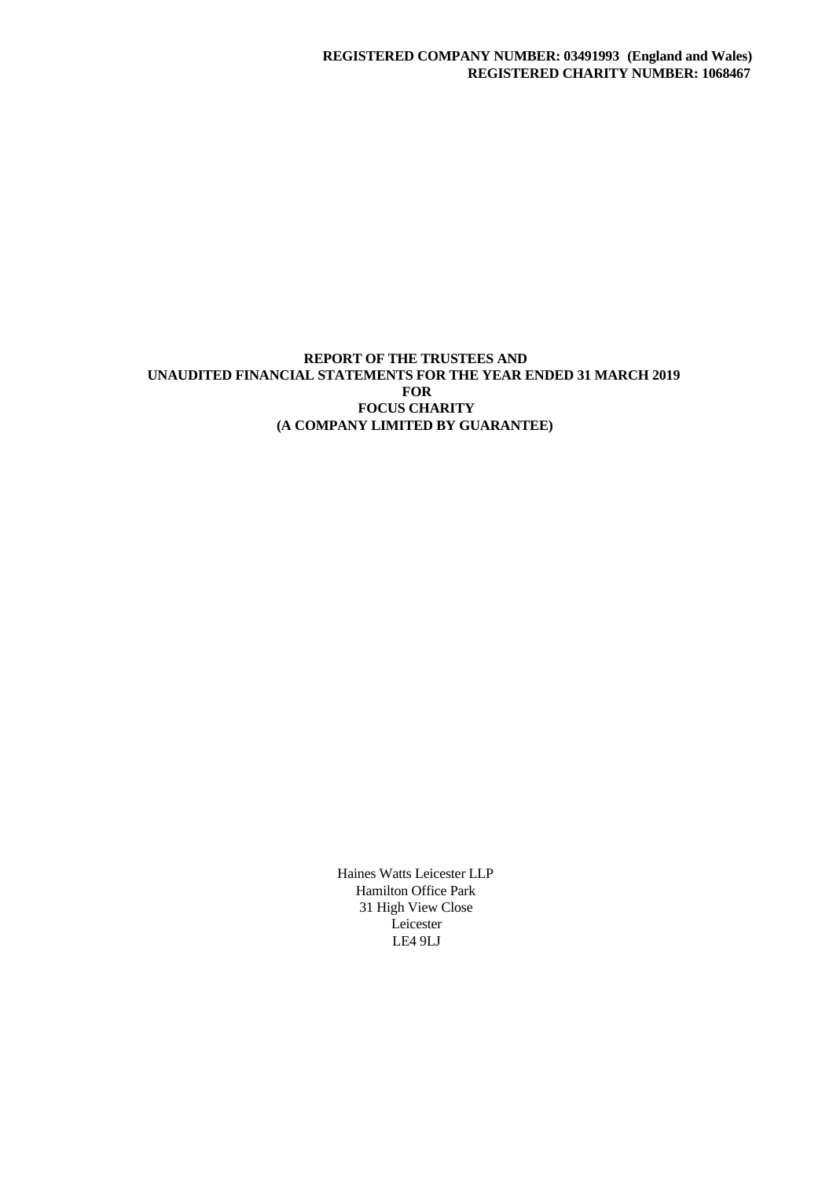**REGISTERED COMPANY NUMBER: 03491993 (England and Wales)**
**REGISTERED CHARITY NUMBER: 1068467**

# REPORT OF THE TRUSTEES AND UNAUDITED FINANCIAL STATEMENTS FOR THE YEAR ENDED 31 MARCH 2019 FOR FOCUS CHARITY (A COMPANY LIMITED BY GUARANTEE)

Haines Watts Leicester LLP
Hamilton Office Park
31 High View Close
Leicester
LE4 9LJ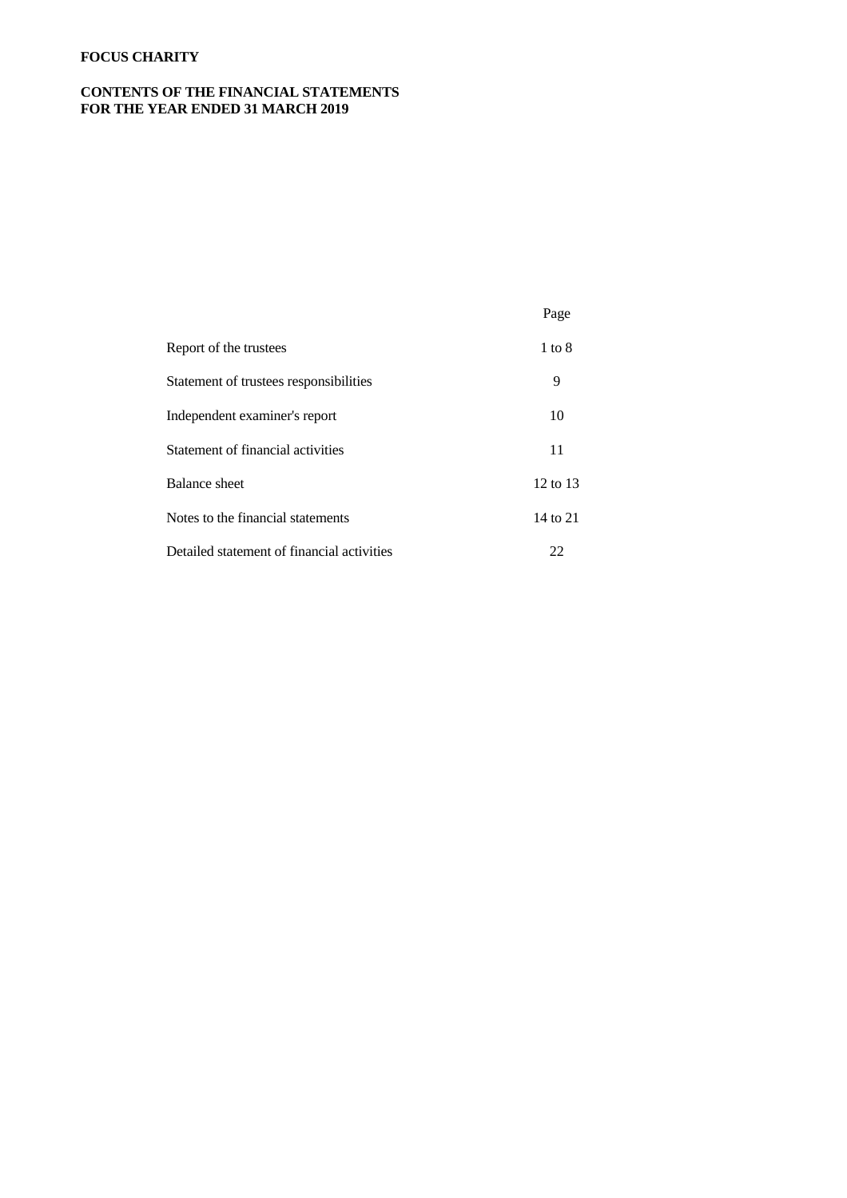**FOCUS CHARITY**

**CONTENTS OF THE FINANCIAL STATEMENTS**
**FOR THE YEAR ENDED 31 MARCH 2019**

| | Page |
|---|---|
| Report of the trustees | 1 to 8 |
| Statement of trustees responsibilities | 9 |
| Independent examiner's report | 10 |
| Statement of financial activities | 11 |
| Balance sheet | 12 to 13 |
| Notes to the financial statements | 14 to 21 |
| Detailed statement of financial activities | 22 |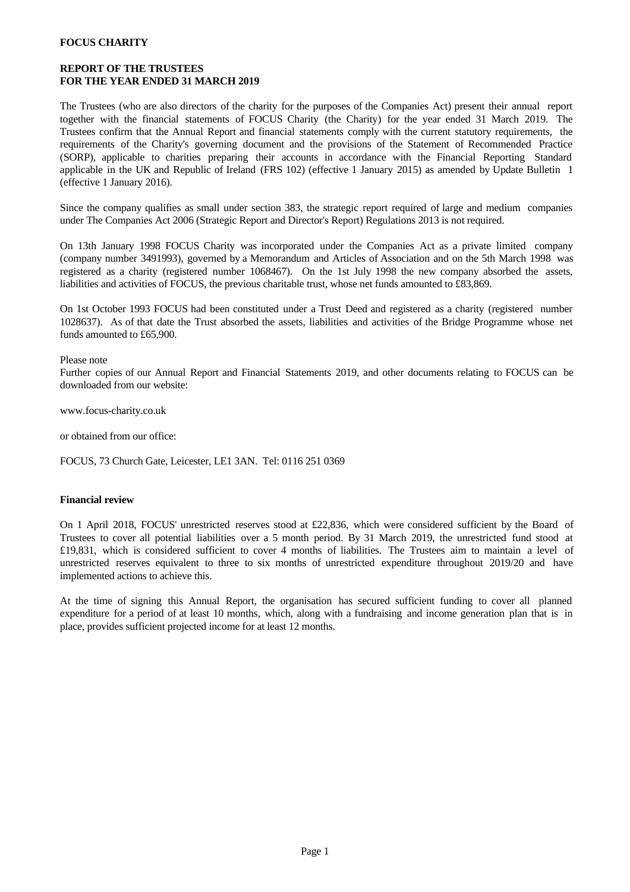**FOCUS CHARITY**

**REPORT OF THE TRUSTEES**
**FOR THE YEAR ENDED 31 MARCH 2019**

The Trustees (who are also directors of the charity for the purposes of the Companies Act) present their annual report together with the financial statements of FOCUS Charity (the Charity) for the year ended 31 March 2019. The Trustees confirm that the Annual Report and financial statements comply with the current statutory requirements, the requirements of the Charity's governing document and the provisions of the Statement of Recommended Practice (SORP), applicable to charities preparing their accounts in accordance with the Financial Reporting Standard applicable in the UK and Republic of Ireland (FRS 102) (effective 1 January 2015) as amended by Update Bulletin 1 (effective 1 January 2016).

Since the company qualifies as small under section 383, the strategic report required of large and medium companies under The Companies Act 2006 (Strategic Report and Director's Report) Regulations 2013 is not required.

On 13th January 1998 FOCUS Charity was incorporated under the Companies Act as a private limited company (company number 3491993), governed by a Memorandum and Articles of Association and on the 5th March 1998 was registered as a charity (registered number 1068467). On the 1st July 1998 the new company absorbed the assets, liabilities and activities of FOCUS, the previous charitable trust, whose net funds amounted to £83,869.

On 1st October 1993 FOCUS had been constituted under a Trust Deed and registered as a charity (registered number 1028637). As of that date the Trust absorbed the assets, liabilities and activities of the Bridge Programme whose net funds amounted to £65,900.

Please note
Further copies of our Annual Report and Financial Statements 2019, and other documents relating to FOCUS can be downloaded from our website:

www.focus-charity.co.uk

or obtained from our office:

FOCUS, 73 Church Gate, Leicester, LE1 3AN. Tel: 0116 251 0369

**Financial review**

On 1 April 2018, FOCUS' unrestricted reserves stood at £22,836, which were considered sufficient by the Board of Trustees to cover all potential liabilities over a 5 month period. By 31 March 2019, the unrestricted fund stood at £19,831, which is considered sufficient to cover 4 months of liabilities. The Trustees aim to maintain a level of unrestricted reserves equivalent to three to six months of unrestricted expenditure throughout 2019/20 and have implemented actions to achieve this.

At the time of signing this Annual Report, the organisation has secured sufficient funding to cover all planned expenditure for a period of at least 10 months, which, along with a fundraising and income generation plan that is in place, provides sufficient projected income for at least 12 months.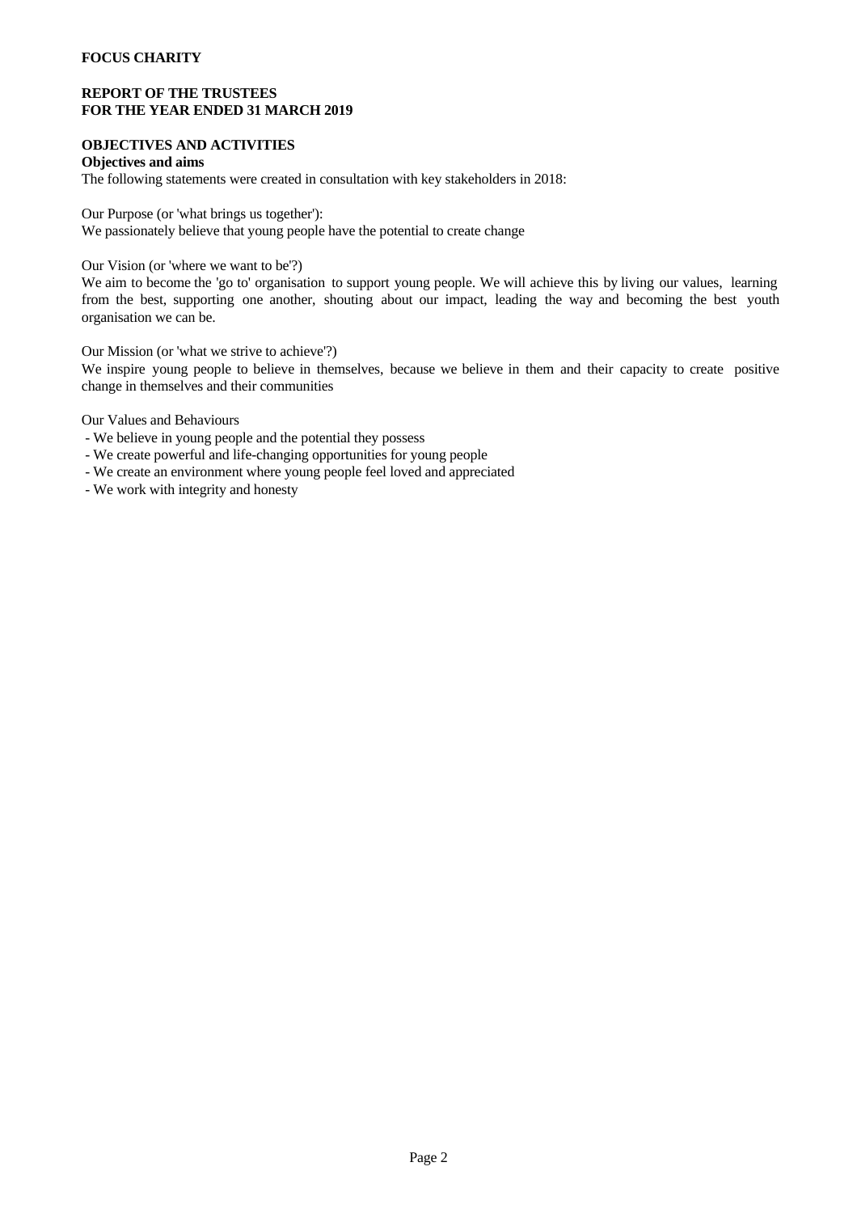**FOCUS CHARITY**

**REPORT OF THE TRUSTEES**
**FOR THE YEAR ENDED 31 MARCH 2019**

**OBJECTIVES AND ACTIVITIES**

**Objectives and aims**

The following statements were created in consultation with key stakeholders in 2018:

Our Purpose (or 'what brings us together'):
We passionately believe that young people have the potential to create change

Our Vision (or 'where we want to be'?)
We aim to become the 'go to' organisation to support young people. We will achieve this by living our values, learning from the best, supporting one another, shouting about our impact, leading the way and becoming the best youth organisation we can be.

Our Mission (or 'what we strive to achieve'?)
We inspire young people to believe in themselves, because we believe in them and their capacity to create positive change in themselves and their communities

Our Values and Behaviours

- We believe in young people and the potential they possess
- We create powerful and life-changing opportunities for young people
- We create an environment where young people feel loved and appreciated
- We work with integrity and honesty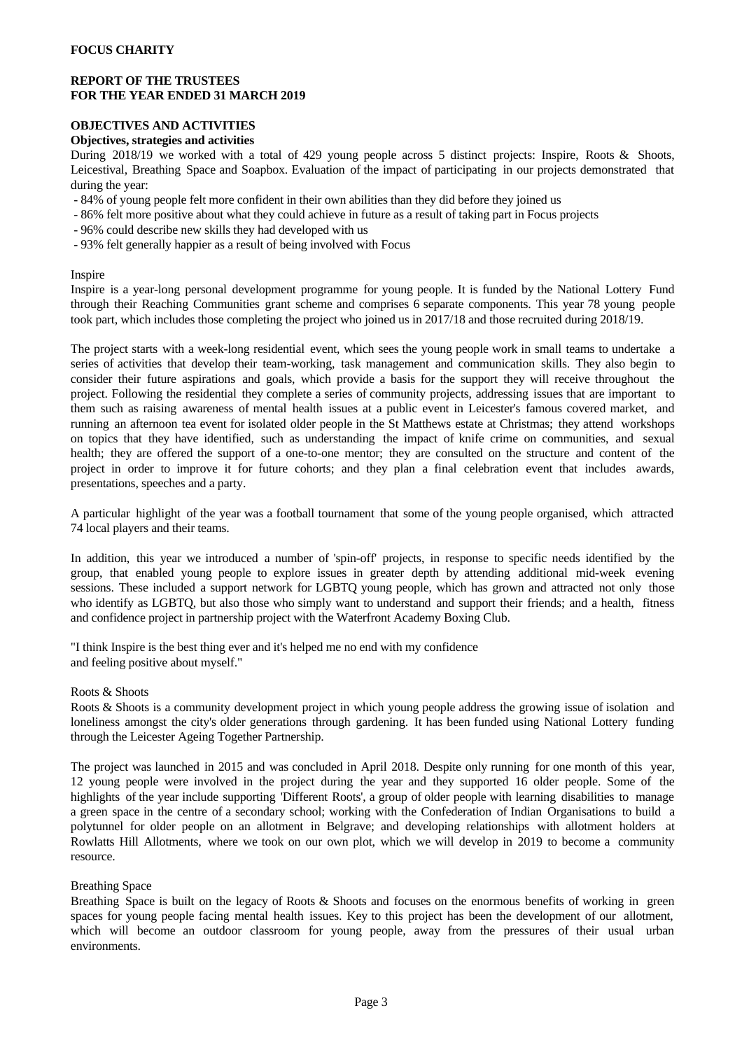**FOCUS CHARITY**

**REPORT OF THE TRUSTEES**
**FOR THE YEAR ENDED 31 MARCH 2019**

**OBJECTIVES AND ACTIVITIES**

**Objectives, strategies and activities**

During 2018/19 we worked with a total of 429 young people across 5 distinct projects: Inspire, Roots & Shoots, Leicestival, Breathing Space and Soapbox. Evaluation of the impact of participating in our projects demonstrated that during the year:

- 84% of young people felt more confident in their own abilities than they did before they joined us
- 86% felt more positive about what they could achieve in future as a result of taking part in Focus projects
- 96% could describe new skills they had developed with us
- 93% felt generally happier as a result of being involved with Focus

Inspire

Inspire is a year-long personal development programme for young people. It is funded by the National Lottery Fund through their Reaching Communities grant scheme and comprises 6 separate components. This year 78 young people took part, which includes those completing the project who joined us in 2017/18 and those recruited during 2018/19.

The project starts with a week-long residential event, which sees the young people work in small teams to undertake a series of activities that develop their team-working, task management and communication skills. They also begin to consider their future aspirations and goals, which provide a basis for the support they will receive throughout the project. Following the residential they complete a series of community projects, addressing issues that are important to them such as raising awareness of mental health issues at a public event in Leicester's famous covered market, and running an afternoon tea event for isolated older people in the St Matthews estate at Christmas; they attend workshops on topics that they have identified, such as understanding the impact of knife crime on communities, and sexual health; they are offered the support of a one-to-one mentor; they are consulted on the structure and content of the project in order to improve it for future cohorts; and they plan a final celebration event that includes awards, presentations, speeches and a party.

A particular highlight of the year was a football tournament that some of the young people organised, which attracted 74 local players and their teams.

In addition, this year we introduced a number of 'spin-off' projects, in response to specific needs identified by the group, that enabled young people to explore issues in greater depth by attending additional mid-week evening sessions. These included a support network for LGBTQ young people, which has grown and attracted not only those who identify as LGBTQ, but also those who simply want to understand and support their friends; and a health, fitness and confidence project in partnership project with the Waterfront Academy Boxing Club.

"I think Inspire is the best thing ever and it's helped me no end with my confidence
and feeling positive about myself."

Roots & Shoots

Roots & Shoots is a community development project in which young people address the growing issue of isolation and loneliness amongst the city's older generations through gardening. It has been funded using National Lottery funding through the Leicester Ageing Together Partnership.

The project was launched in 2015 and was concluded in April 2018. Despite only running for one month of this year, 12 young people were involved in the project during the year and they supported 16 older people. Some of the highlights of the year include supporting 'Different Roots', a group of older people with learning disabilities to manage a green space in the centre of a secondary school; working with the Confederation of Indian Organisations to build a polytunnel for older people on an allotment in Belgrave; and developing relationships with allotment holders at Rowlatts Hill Allotments, where we took on our own plot, which we will develop in 2019 to become a community resource.

Breathing Space

Breathing Space is built on the legacy of Roots & Shoots and focuses on the enormous benefits of working in green spaces for young people facing mental health issues. Key to this project has been the development of our allotment, which will become an outdoor classroom for young people, away from the pressures of their usual urban environments.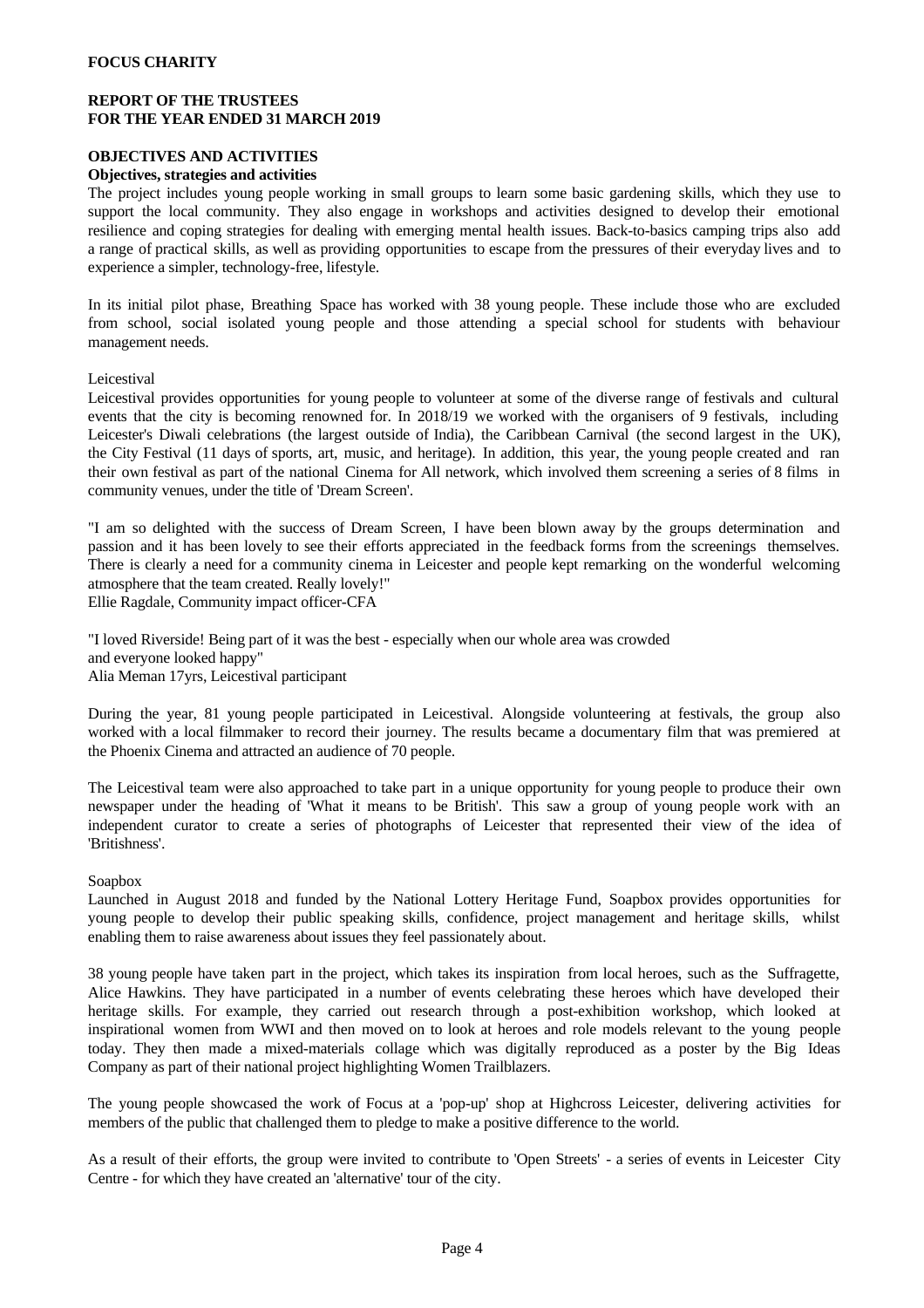**FOCUS CHARITY**

**REPORT OF THE TRUSTEES FOR THE YEAR ENDED 31 MARCH 2019**

**OBJECTIVES AND ACTIVITIES**

**Objectives, strategies and activities**

The project includes young people working in small groups to learn some basic gardening skills, which they use to support the local community. They also engage in workshops and activities designed to develop their emotional resilience and coping strategies for dealing with emerging mental health issues. Back-to-basics camping trips also add a range of practical skills, as well as providing opportunities to escape from the pressures of their everyday lives and to experience a simpler, technology-free, lifestyle.

In its initial pilot phase, Breathing Space has worked with 38 young people. These include those who are excluded from school, social isolated young people and those attending a special school for students with behaviour management needs.

Leicestival

Leicestival provides opportunities for young people to volunteer at some of the diverse range of festivals and cultural events that the city is becoming renowned for. In 2018/19 we worked with the organisers of 9 festivals, including Leicester's Diwali celebrations (the largest outside of India), the Caribbean Carnival (the second largest in the UK), the City Festival (11 days of sports, art, music, and heritage). In addition, this year, the young people created and ran their own festival as part of the national Cinema for All network, which involved them screening a series of 8 films in community venues, under the title of 'Dream Screen'.

"I am so delighted with the success of Dream Screen, I have been blown away by the groups determination and passion and it has been lovely to see their efforts appreciated in the feedback forms from the screenings themselves. There is clearly a need for a community cinema in Leicester and people kept remarking on the wonderful welcoming atmosphere that the team created. Really lovely!"
Ellie Ragdale, Community impact officer-CFA

"I loved Riverside! Being part of it was the best - especially when our whole area was crowded and everyone looked happy"
Alia Meman 17yrs, Leicestival participant

During the year, 81 young people participated in Leicestival. Alongside volunteering at festivals, the group also worked with a local filmmaker to record their journey. The results became a documentary film that was premiered at the Phoenix Cinema and attracted an audience of 70 people.

The Leicestival team were also approached to take part in a unique opportunity for young people to produce their own newspaper under the heading of 'What it means to be British'. This saw a group of young people work with an independent curator to create a series of photographs of Leicester that represented their view of the idea of 'Britishness'.

Soapbox

Launched in August 2018 and funded by the National Lottery Heritage Fund, Soapbox provides opportunities for young people to develop their public speaking skills, confidence, project management and heritage skills, whilst enabling them to raise awareness about issues they feel passionately about.

38 young people have taken part in the project, which takes its inspiration from local heroes, such as the Suffragette, Alice Hawkins. They have participated in a number of events celebrating these heroes which have developed their heritage skills. For example, they carried out research through a post-exhibition workshop, which looked at inspirational women from WWI and then moved on to look at heroes and role models relevant to the young people today. They then made a mixed-materials collage which was digitally reproduced as a poster by the Big Ideas Company as part of their national project highlighting Women Trailblazers.

The young people showcased the work of Focus at a 'pop-up' shop at Highcross Leicester, delivering activities for members of the public that challenged them to pledge to make a positive difference to the world.

As a result of their efforts, the group were invited to contribute to 'Open Streets' - a series of events in Leicester City Centre - for which they have created an 'alternative' tour of the city.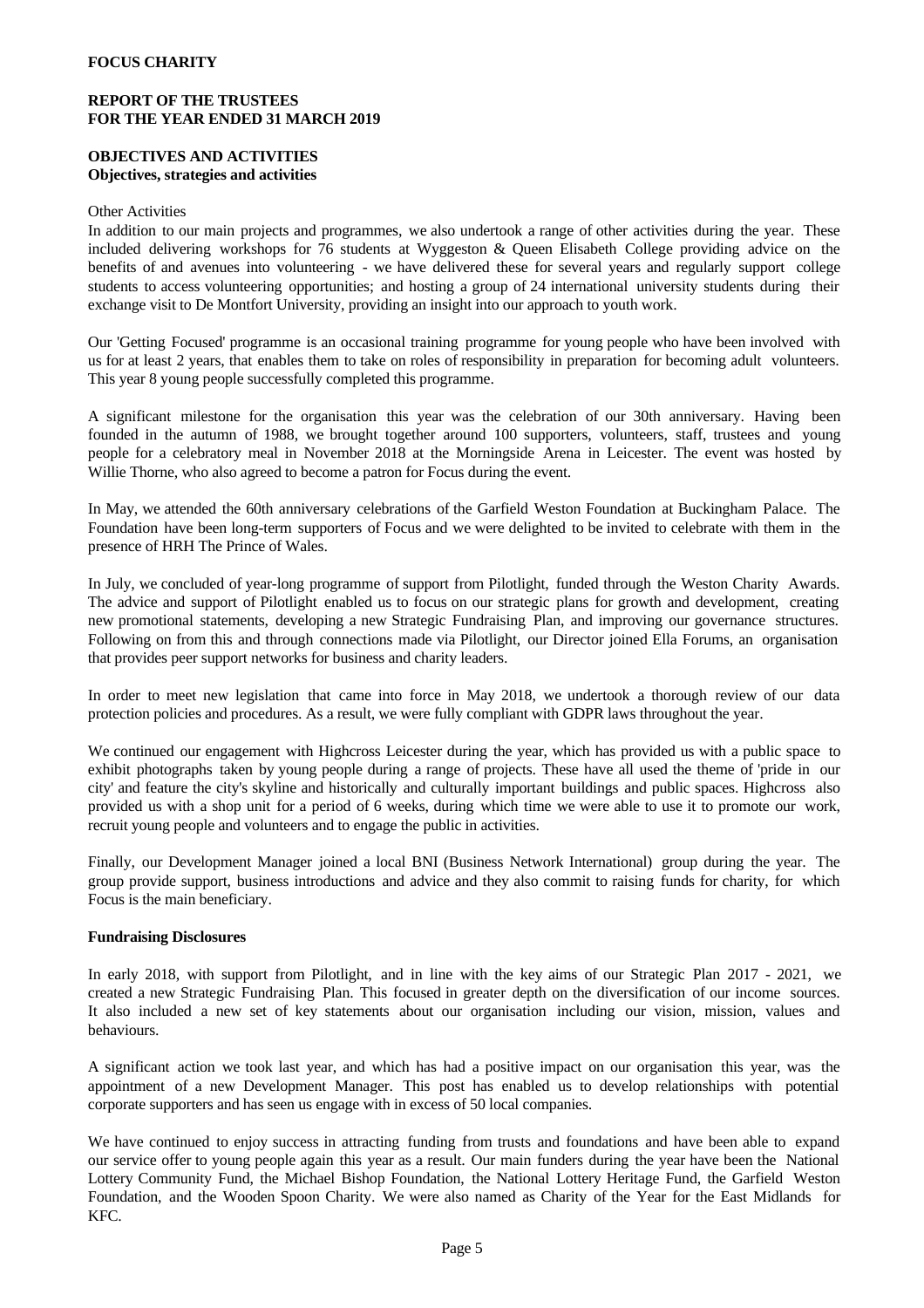**FOCUS CHARITY**

**REPORT OF THE TRUSTEES**
**FOR THE YEAR ENDED 31 MARCH 2019**

**OBJECTIVES AND ACTIVITIES**
**Objectives, strategies and activities**

Other Activities

In addition to our main projects and programmes, we also undertook a range of other activities during the year. These included delivering workshops for 76 students at Wyggeston & Queen Elisabeth College providing advice on the benefits of and avenues into volunteering - we have delivered these for several years and regularly support college students to access volunteering opportunities; and hosting a group of 24 international university students during their exchange visit to De Montfort University, providing an insight into our approach to youth work.

Our 'Getting Focused' programme is an occasional training programme for young people who have been involved with us for at least 2 years, that enables them to take on roles of responsibility in preparation for becoming adult volunteers. This year 8 young people successfully completed this programme.

A significant milestone for the organisation this year was the celebration of our 30th anniversary. Having been founded in the autumn of 1988, we brought together around 100 supporters, volunteers, staff, trustees and young people for a celebratory meal in November 2018 at the Morningside Arena in Leicester. The event was hosted by Willie Thorne, who also agreed to become a patron for Focus during the event.

In May, we attended the 60th anniversary celebrations of the Garfield Weston Foundation at Buckingham Palace. The Foundation have been long-term supporters of Focus and we were delighted to be invited to celebrate with them in the presence of HRH The Prince of Wales.

In July, we concluded of year-long programme of support from Pilotlight, funded through the Weston Charity Awards. The advice and support of Pilotlight enabled us to focus on our strategic plans for growth and development, creating new promotional statements, developing a new Strategic Fundraising Plan, and improving our governance structures. Following on from this and through connections made via Pilotlight, our Director joined Ella Forums, an organisation that provides peer support networks for business and charity leaders.

In order to meet new legislation that came into force in May 2018, we undertook a thorough review of our data protection policies and procedures. As a result, we were fully compliant with GDPR laws throughout the year.

We continued our engagement with Highcross Leicester during the year, which has provided us with a public space to exhibit photographs taken by young people during a range of projects. These have all used the theme of 'pride in our city' and feature the city's skyline and historically and culturally important buildings and public spaces. Highcross also provided us with a shop unit for a period of 6 weeks, during which time we were able to use it to promote our work, recruit young people and volunteers and to engage the public in activities.

Finally, our Development Manager joined a local BNI (Business Network International) group during the year. The group provide support, business introductions and advice and they also commit to raising funds for charity, for which Focus is the main beneficiary.

**Fundraising Disclosures**

In early 2018, with support from Pilotlight, and in line with the key aims of our Strategic Plan 2017 - 2021, we created a new Strategic Fundraising Plan. This focused in greater depth on the diversification of our income sources. It also included a new set of key statements about our organisation including our vision, mission, values and behaviours.

A significant action we took last year, and which has had a positive impact on our organisation this year, was the appointment of a new Development Manager. This post has enabled us to develop relationships with potential corporate supporters and has seen us engage with in excess of 50 local companies.

We have continued to enjoy success in attracting funding from trusts and foundations and have been able to expand our service offer to young people again this year as a result. Our main funders during the year have been the National Lottery Community Fund, the Michael Bishop Foundation, the National Lottery Heritage Fund, the Garfield Weston Foundation, and the Wooden Spoon Charity. We were also named as Charity of the Year for the East Midlands for KFC.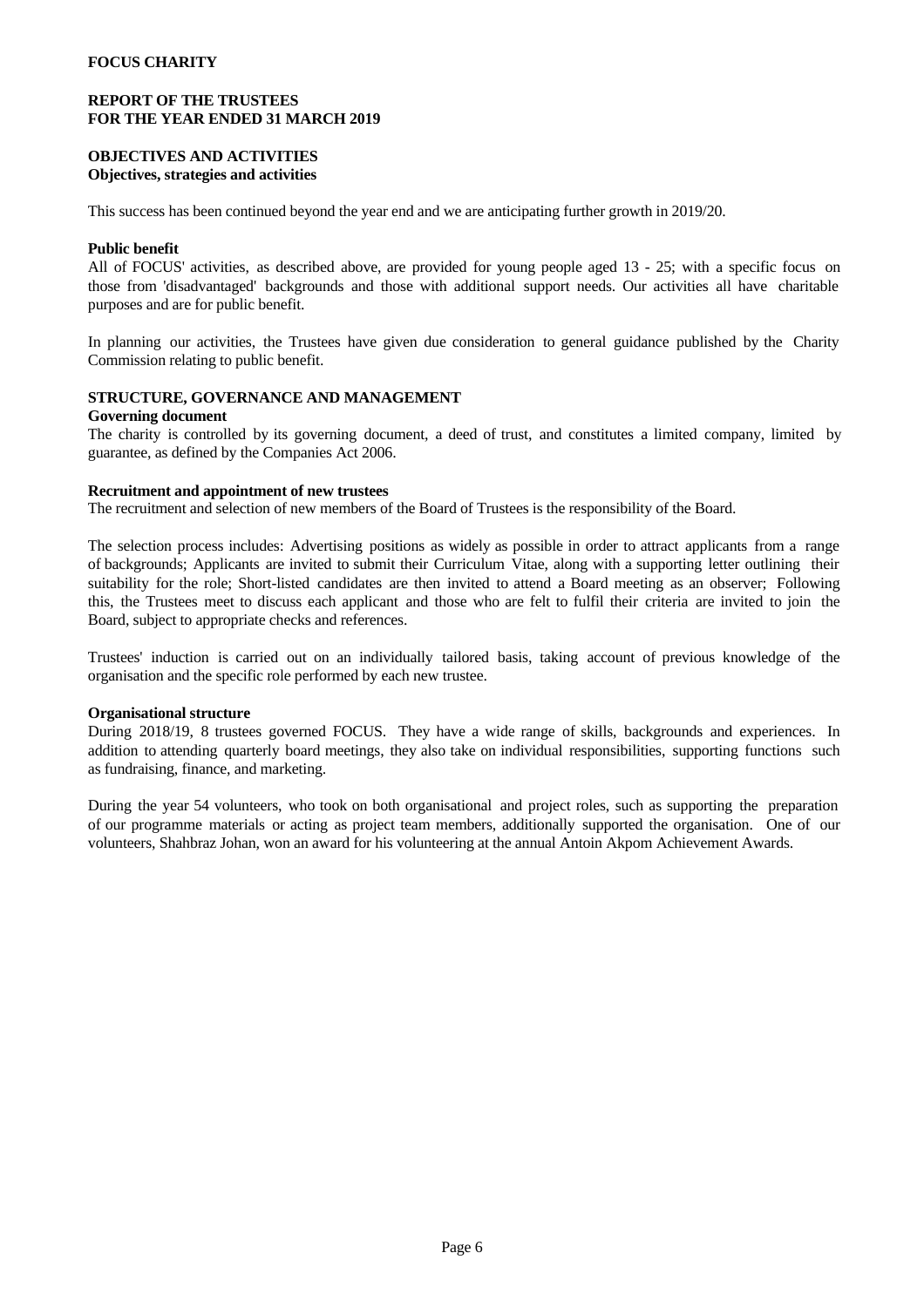**FOCUS CHARITY**

**REPORT OF THE TRUSTEES**
**FOR THE YEAR ENDED 31 MARCH 2019**

**OBJECTIVES AND ACTIVITIES**
**Objectives, strategies and activities**

This success has been continued beyond the year end and we are anticipating further growth in 2019/20.

**Public benefit**
All of FOCUS' activities, as described above, are provided for young people aged 13 - 25; with a specific focus on those from 'disadvantaged' backgrounds and those with additional support needs. Our activities all have charitable purposes and are for public benefit.

In planning our activities, the Trustees have given due consideration to general guidance published by the Charity Commission relating to public benefit.

**STRUCTURE, GOVERNANCE AND MANAGEMENT**
**Governing document**
The charity is controlled by its governing document, a deed of trust, and constitutes a limited company, limited by guarantee, as defined by the Companies Act 2006.

**Recruitment and appointment of new trustees**
The recruitment and selection of new members of the Board of Trustees is the responsibility of the Board.

The selection process includes: Advertising positions as widely as possible in order to attract applicants from a range of backgrounds; Applicants are invited to submit their Curriculum Vitae, along with a supporting letter outlining their suitability for the role; Short-listed candidates are then invited to attend a Board meeting as an observer; Following this, the Trustees meet to discuss each applicant and those who are felt to fulfil their criteria are invited to join the Board, subject to appropriate checks and references.

Trustees' induction is carried out on an individually tailored basis, taking account of previous knowledge of the organisation and the specific role performed by each new trustee.

**Organisational structure**
During 2018/19, 8 trustees governed FOCUS. They have a wide range of skills, backgrounds and experiences. In addition to attending quarterly board meetings, they also take on individual responsibilities, supporting functions such as fundraising, finance, and marketing.

During the year 54 volunteers, who took on both organisational and project roles, such as supporting the preparation of our programme materials or acting as project team members, additionally supported the organisation. One of our volunteers, Shahbraz Johan, won an award for his volunteering at the annual Antoin Akpom Achievement Awards.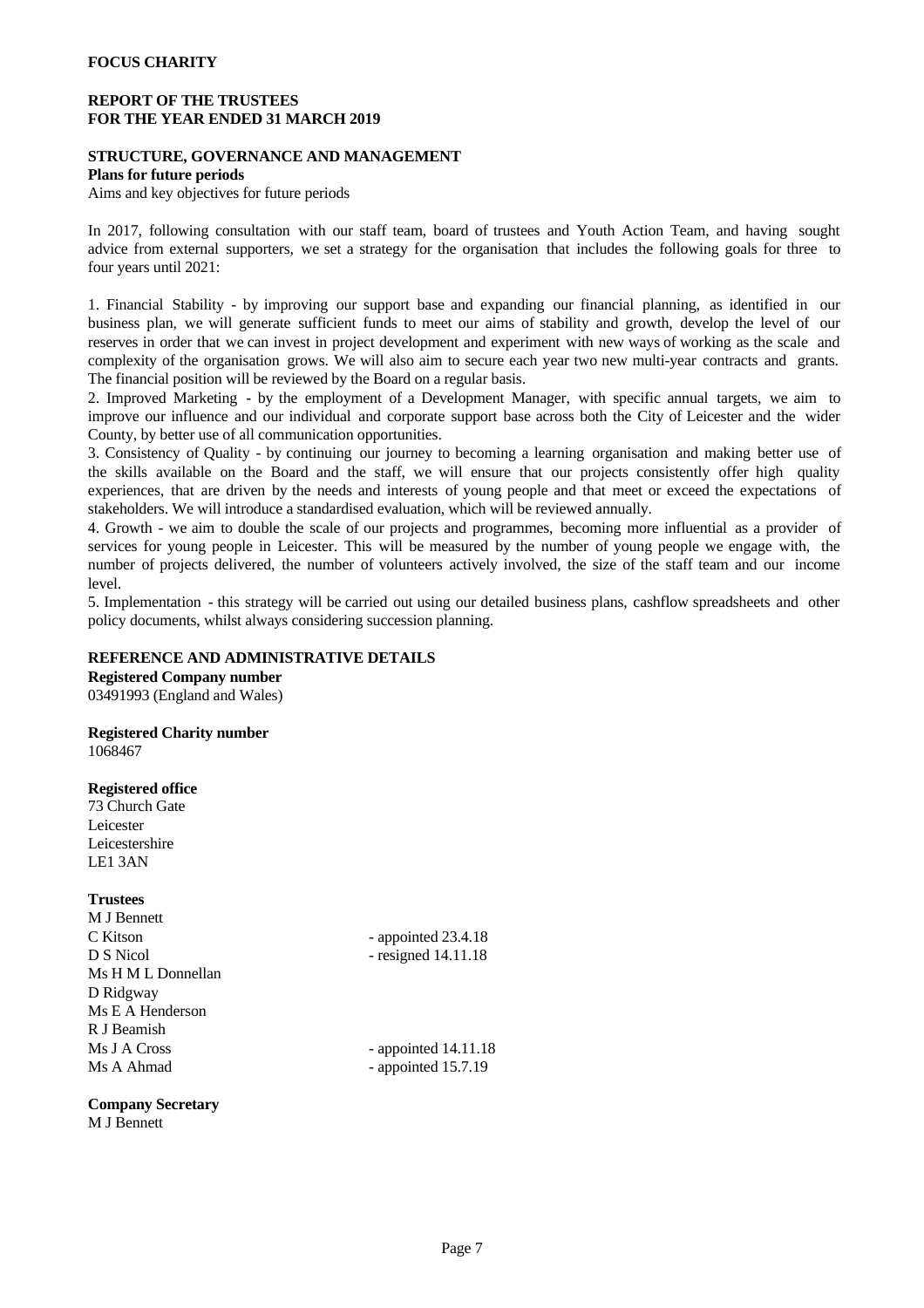**FOCUS CHARITY**

**REPORT OF THE TRUSTEES**
**FOR THE YEAR ENDED 31 MARCH 2019**

**STRUCTURE, GOVERNANCE AND MANAGEMENT**

**Plans for future periods**

Aims and key objectives for future periods

In 2017, following consultation with our staff team, board of trustees and Youth Action Team, and having sought advice from external supporters, we set a strategy for the organisation that includes the following goals for three to four years until 2021:

1. Financial Stability - by improving our support base and expanding our financial planning, as identified in our business plan, we will generate sufficient funds to meet our aims of stability and growth, develop the level of our reserves in order that we can invest in project development and experiment with new ways of working as the scale and complexity of the organisation grows. We will also aim to secure each year two new multi-year contracts and grants. The financial position will be reviewed by the Board on a regular basis.
2. Improved Marketing - by the employment of a Development Manager, with specific annual targets, we aim to improve our influence and our individual and corporate support base across both the City of Leicester and the wider County, by better use of all communication opportunities.
3. Consistency of Quality - by continuing our journey to becoming a learning organisation and making better use of the skills available on the Board and the staff, we will ensure that our projects consistently offer high quality experiences, that are driven by the needs and interests of young people and that meet or exceed the expectations of stakeholders. We will introduce a standardised evaluation, which will be reviewed annually.
4. Growth - we aim to double the scale of our projects and programmes, becoming more influential as a provider of services for young people in Leicester. This will be measured by the number of young people we engage with, the number of projects delivered, the number of volunteers actively involved, the size of the staff team and our income level.
5. Implementation - this strategy will be carried out using our detailed business plans, cashflow spreadsheets and other policy documents, whilst always considering succession planning.

**REFERENCE AND ADMINISTRATIVE DETAILS**

**Registered Company number**
03491993 (England and Wales)

**Registered Charity number**
1068467

**Registered office**
73 Church Gate
Leicester
Leicestershire
LE1 3AN

**Trustees**

| | |
|---|---|
| M J Bennett | |
| C Kitson | - appointed 23.4.18 |
| D S Nicol | - resigned 14.11.18 |
| Ms H M L Donnellan | |
| D Ridgway | |
| Ms E A Henderson | |
| R J Beamish | |
| Ms J A Cross | - appointed 14.11.18 |
| Ms A Ahmad | - appointed 15.7.19 |

**Company Secretary**
M J Bennett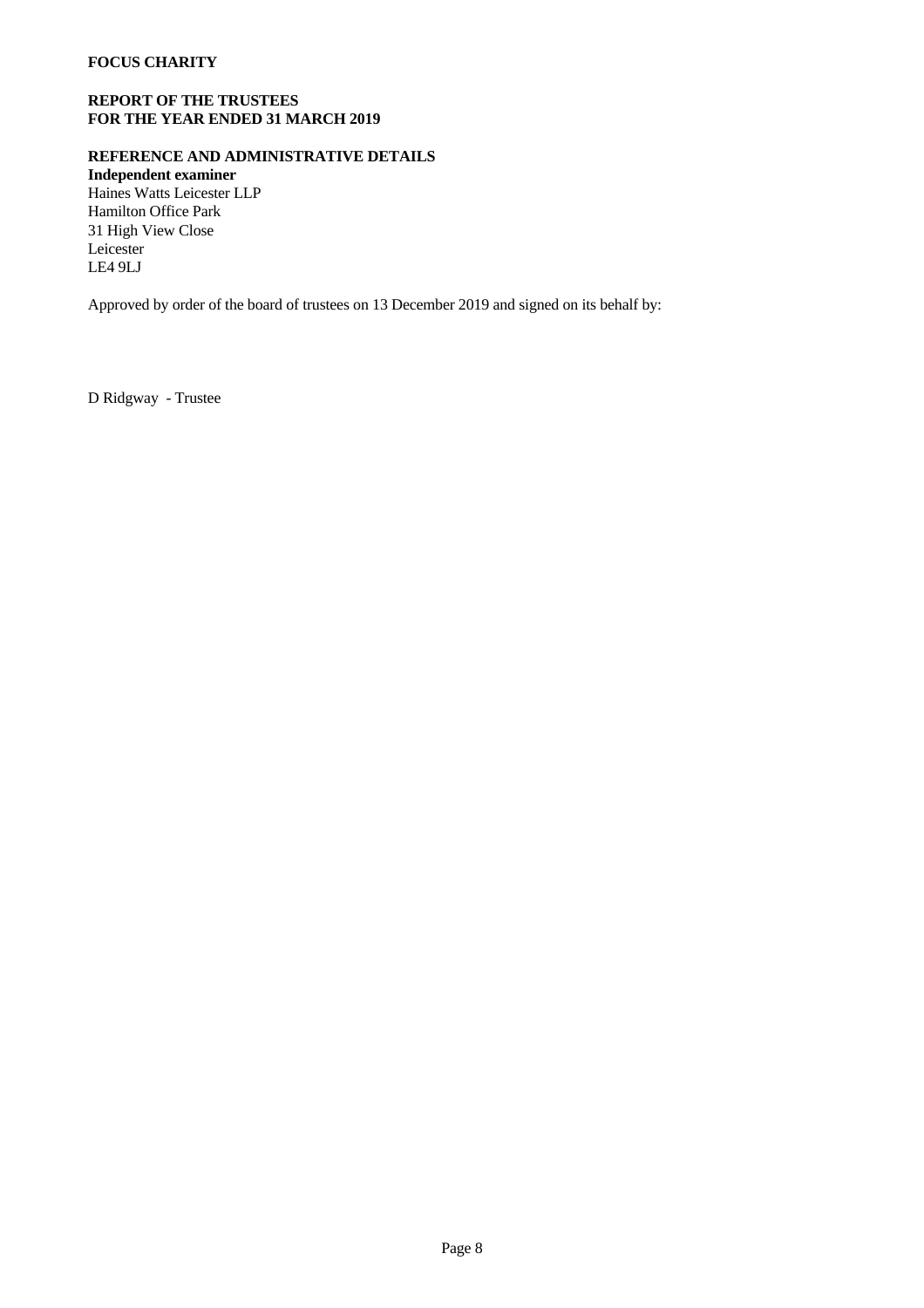**FOCUS CHARITY**

**REPORT OF THE TRUSTEES**
**FOR THE YEAR ENDED 31 MARCH 2019**

**REFERENCE AND ADMINISTRATIVE DETAILS**

**Independent examiner**
Haines Watts Leicester LLP
Hamilton Office Park
31 High View Close
Leicester
LE4 9LJ

Approved by order of the board of trustees on 13 December 2019 and signed on its behalf by:

D Ridgway - Trustee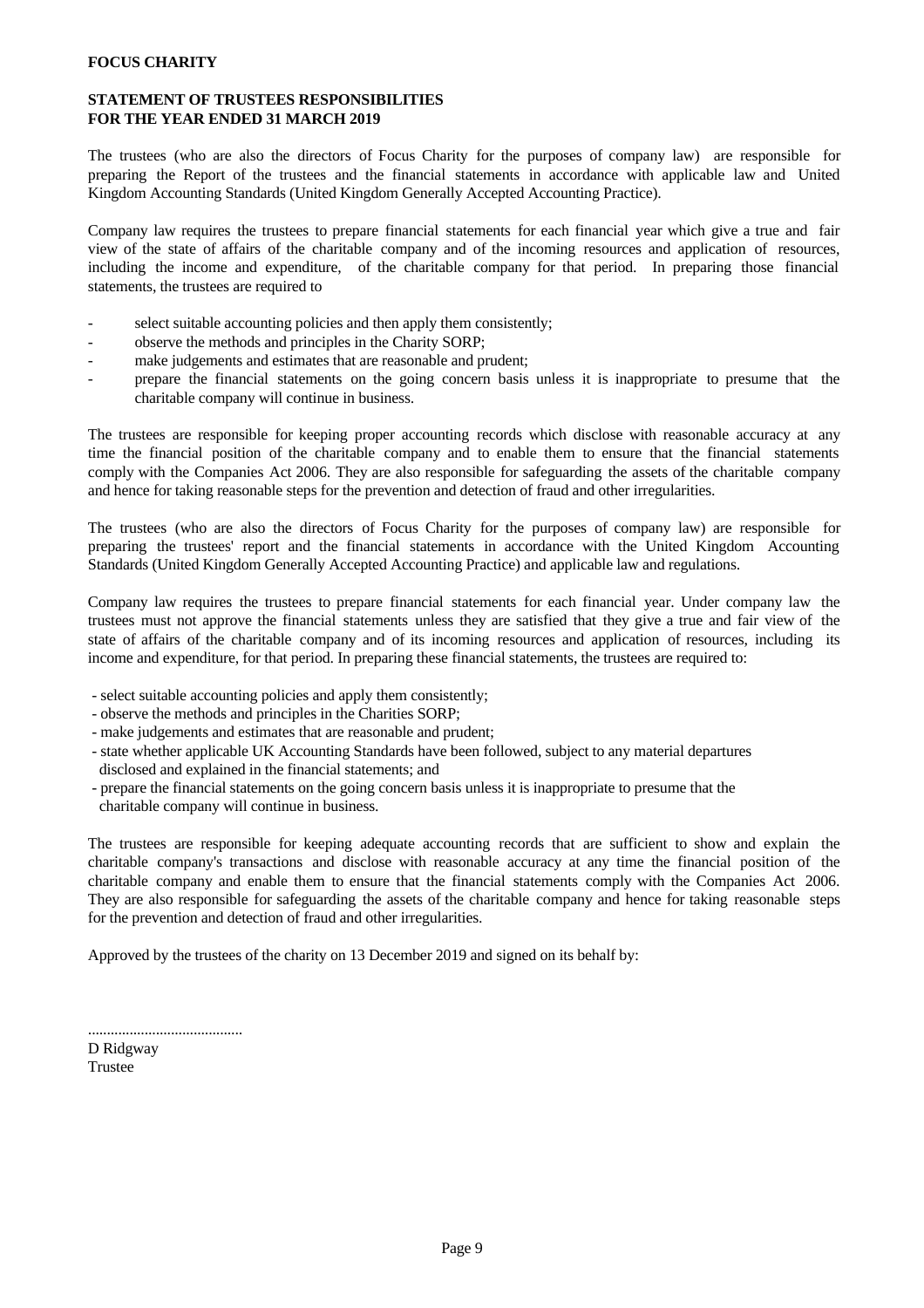**FOCUS CHARITY**

**STATEMENT OF TRUSTEES RESPONSIBILITIES**
**FOR THE YEAR ENDED 31 MARCH 2019**

The trustees (who are also the directors of Focus Charity for the purposes of company law) are responsible for preparing the Report of the trustees and the financial statements in accordance with applicable law and United Kingdom Accounting Standards (United Kingdom Generally Accepted Accounting Practice).

Company law requires the trustees to prepare financial statements for each financial year which give a true and fair view of the state of affairs of the charitable company and of the incoming resources and application of resources, including the income and expenditure, of the charitable company for that period. In preparing those financial statements, the trustees are required to

- select suitable accounting policies and then apply them consistently;
- observe the methods and principles in the Charity SORP;
- make judgements and estimates that are reasonable and prudent;
- prepare the financial statements on the going concern basis unless it is inappropriate to presume that the charitable company will continue in business.

The trustees are responsible for keeping proper accounting records which disclose with reasonable accuracy at any time the financial position of the charitable company and to enable them to ensure that the financial statements comply with the Companies Act 2006. They are also responsible for safeguarding the assets of the charitable company and hence for taking reasonable steps for the prevention and detection of fraud and other irregularities.

The trustees (who are also the directors of Focus Charity for the purposes of company law) are responsible for preparing the trustees' report and the financial statements in accordance with the United Kingdom Accounting Standards (United Kingdom Generally Accepted Accounting Practice) and applicable law and regulations.

Company law requires the trustees to prepare financial statements for each financial year. Under company law the trustees must not approve the financial statements unless they are satisfied that they give a true and fair view of the state of affairs of the charitable company and of its incoming resources and application of resources, including its income and expenditure, for that period. In preparing these financial statements, the trustees are required to:

- select suitable accounting policies and apply them consistently;
- observe the methods and principles in the Charities SORP;
- make judgements and estimates that are reasonable and prudent;
- state whether applicable UK Accounting Standards have been followed, subject to any material departures disclosed and explained in the financial statements; and
- prepare the financial statements on the going concern basis unless it is inappropriate to presume that the charitable company will continue in business.

The trustees are responsible for keeping adequate accounting records that are sufficient to show and explain the charitable company's transactions and disclose with reasonable accuracy at any time the financial position of the charitable company and enable them to ensure that the financial statements comply with the Companies Act 2006. They are also responsible for safeguarding the assets of the charitable company and hence for taking reasonable steps for the prevention and detection of fraud and other irregularities.

Approved by the trustees of the charity on 13 December 2019 and signed on its behalf by:

.........................................
D Ridgway
Trustee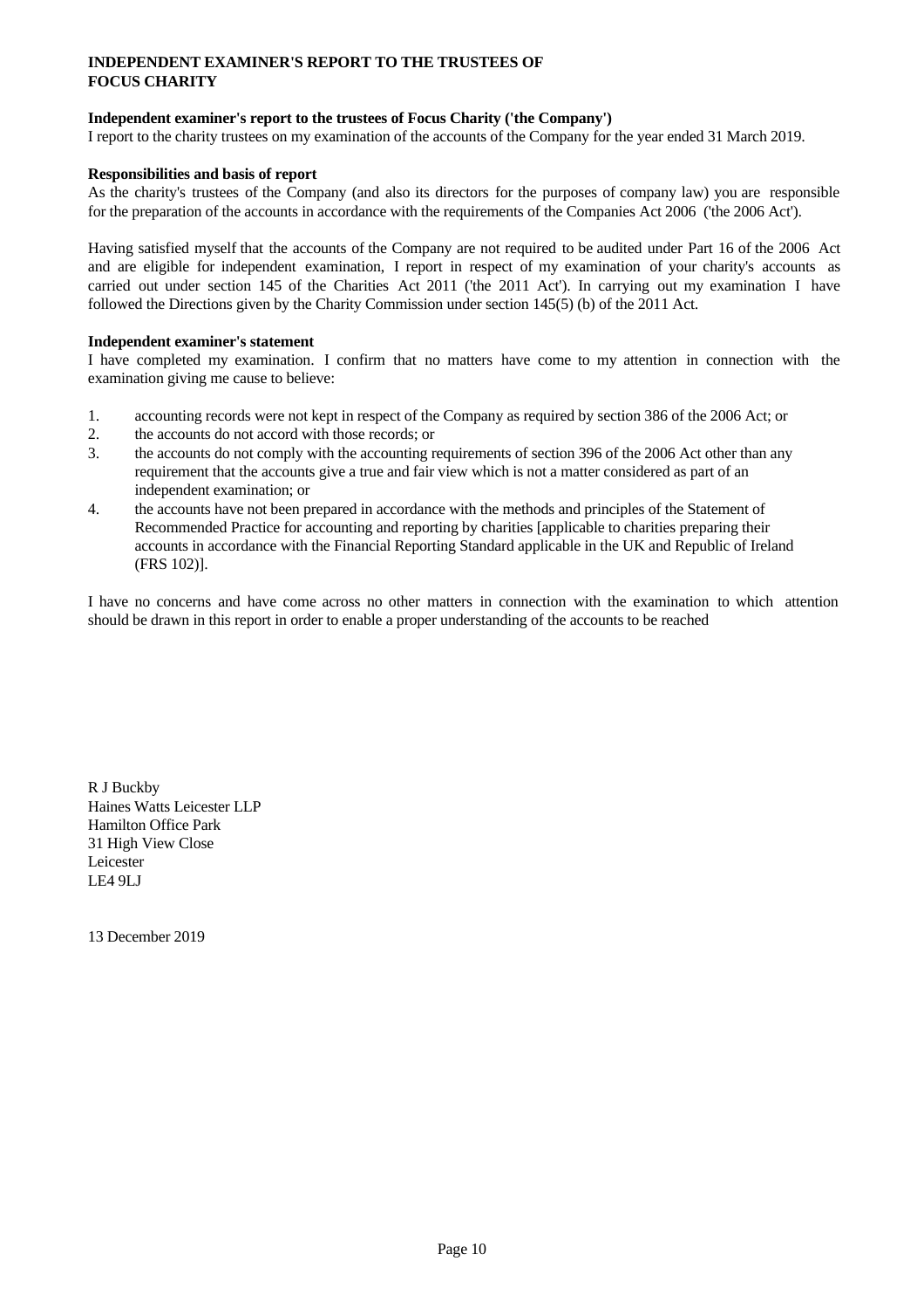# INDEPENDENT EXAMINER'S REPORT TO THE TRUSTEES OF FOCUS CHARITY

**Independent examiner's report to the trustees of Focus Charity ('the Company')**

I report to the charity trustees on my examination of the accounts of the Company for the year ended 31 March 2019.

**Responsibilities and basis of report**

As the charity's trustees of the Company (and also its directors for the purposes of company law) you are responsible for the preparation of the accounts in accordance with the requirements of the Companies Act 2006 ('the 2006 Act').

Having satisfied myself that the accounts of the Company are not required to be audited under Part 16 of the 2006 Act and are eligible for independent examination, I report in respect of my examination of your charity's accounts as carried out under section 145 of the Charities Act 2011 ('the 2011 Act'). In carrying out my examination I have followed the Directions given by the Charity Commission under section 145(5) (b) of the 2011 Act.

**Independent examiner's statement**

I have completed my examination. I confirm that no matters have come to my attention in connection with the examination giving me cause to believe:

1. accounting records were not kept in respect of the Company as required by section 386 of the 2006 Act; or
2. the accounts do not accord with those records; or
3. the accounts do not comply with the accounting requirements of section 396 of the 2006 Act other than any requirement that the accounts give a true and fair view which is not a matter considered as part of an independent examination; or
4. the accounts have not been prepared in accordance with the methods and principles of the Statement of Recommended Practice for accounting and reporting by charities [applicable to charities preparing their accounts in accordance with the Financial Reporting Standard applicable in the UK and Republic of Ireland (FRS 102)].

I have no concerns and have come across no other matters in connection with the examination to which attention should be drawn in this report in order to enable a proper understanding of the accounts to be reached

R J Buckby
Haines Watts Leicester LLP
Hamilton Office Park
31 High View Close
Leicester
LE4 9LJ

13 December 2019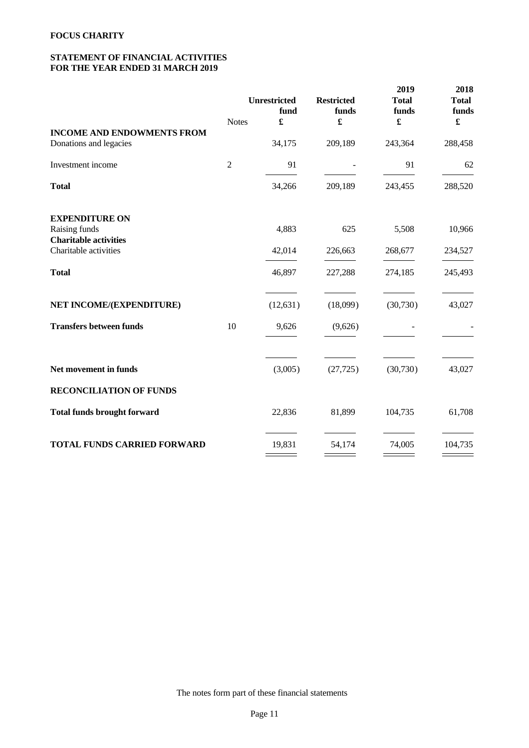**FOCUS CHARITY**

**STATEMENT OF FINANCIAL ACTIVITIES**
**FOR THE YEAR ENDED 31 MARCH 2019**

| | Notes | Unrestricted fund £ | Restricted funds £ | 2019 Total funds £ | 2018 Total funds £ |
|---|---|---|---|---|---|
| **INCOME AND ENDOWMENTS FROM** | | | | | |
| Donations and legacies | | 34,175 | 209,189 | 243,364 | 288,458 |
| Investment income | 2 | 91 | - | 91 | 62 |
| **Total** | | 34,266 | 209,189 | 243,455 | 288,520 |
| **EXPENDITURE ON** | | | | | |
| Raising funds | | 4,883 | 625 | 5,508 | 10,966 |
| **Charitable activities** | | | | | |
| Charitable activities | | 42,014 | 226,663 | 268,677 | 234,527 |
| **Total** | | 46,897 | 227,288 | 274,185 | 245,493 |
| **NET INCOME/(EXPENDITURE)** | | (12,631) | (18,099) | (30,730) | 43,027 |
| **Transfers between funds** | 10 | 9,626 | (9,626) | - | - |
| **Net movement in funds** | | (3,005) | (27,725) | (30,730) | 43,027 |
| **RECONCILIATION OF FUNDS** | | | | | |
| **Total funds brought forward** | | 22,836 | 81,899 | 104,735 | 61,708 |
| **TOTAL FUNDS CARRIED FORWARD** | | 19,831 | 54,174 | 74,005 | 104,735 |

The notes form part of these financial statements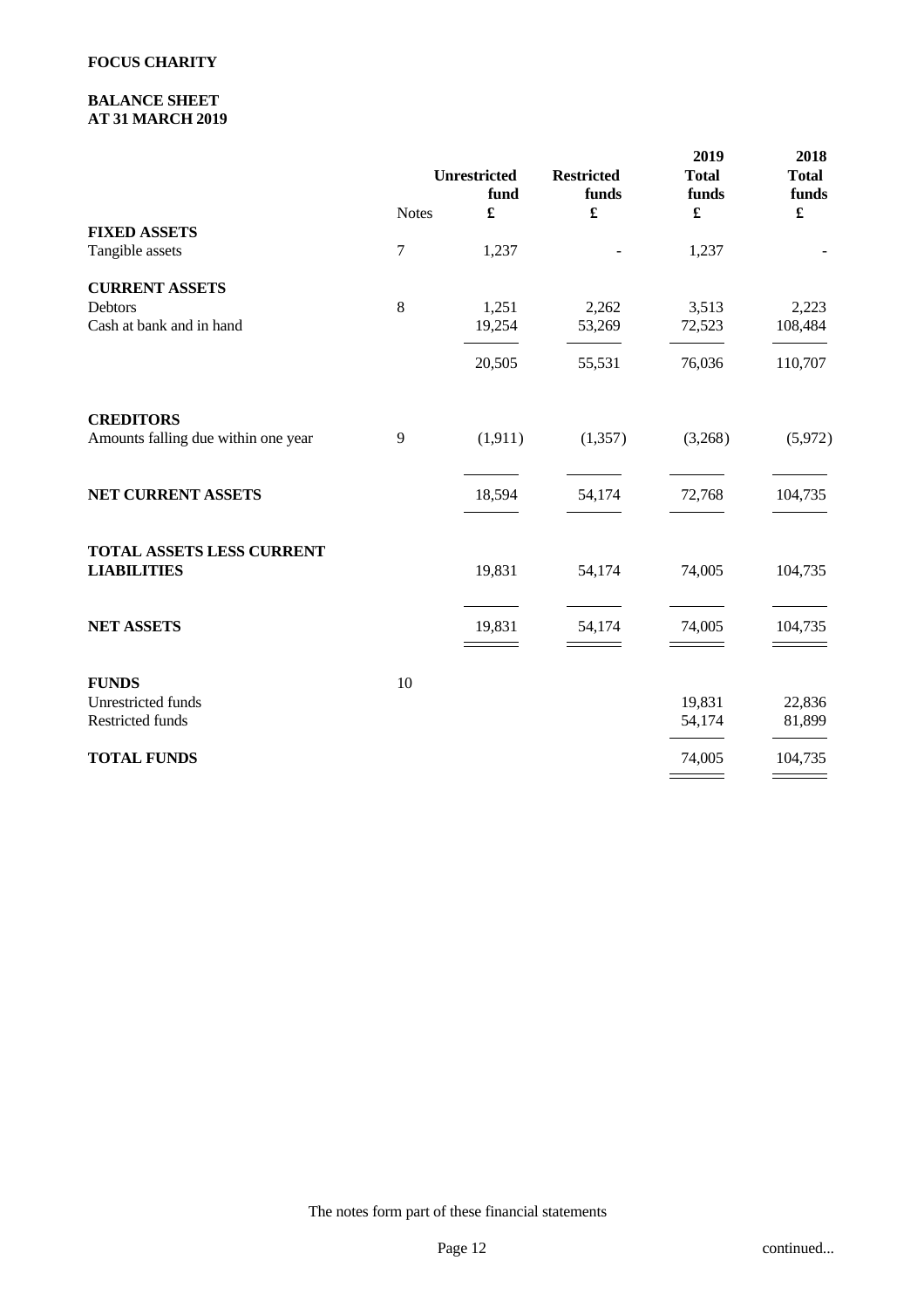**FOCUS CHARITY**

**BALANCE SHEET**
**AT 31 MARCH 2019**

| | Notes | Unrestricted fund £ | Restricted funds £ | 2019 Total funds £ | 2018 Total funds £ |
|---|---|---|---|---|---|
| **FIXED ASSETS** | | | | | |
| Tangible assets | 7 | 1,237 | - | 1,237 | - |
| **CURRENT ASSETS** | | | | | |
| Debtors | 8 | 1,251 | 2,262 | 3,513 | 2,223 |
| Cash at bank and in hand | | 19,254 | 53,269 | 72,523 | 108,484 |
| | | 20,505 | 55,531 | 76,036 | 110,707 |
| **CREDITORS** | | | | | |
| Amounts falling due within one year | 9 | (1,911) | (1,357) | (3,268) | (5,972) |
| **NET CURRENT ASSETS** | | 18,594 | 54,174 | 72,768 | 104,735 |
| **TOTAL ASSETS LESS CURRENT LIABILITIES** | | 19,831 | 54,174 | 74,005 | 104,735 |
| **NET ASSETS** | | 19,831 | 54,174 | 74,005 | 104,735 |
| **FUNDS** | 10 | | | | |
| Unrestricted funds | | | | 19,831 | 22,836 |
| Restricted funds | | | | 54,174 | 81,899 |
| **TOTAL FUNDS** | | | | 74,005 | 104,735 |

The notes form part of these financial statements

continued...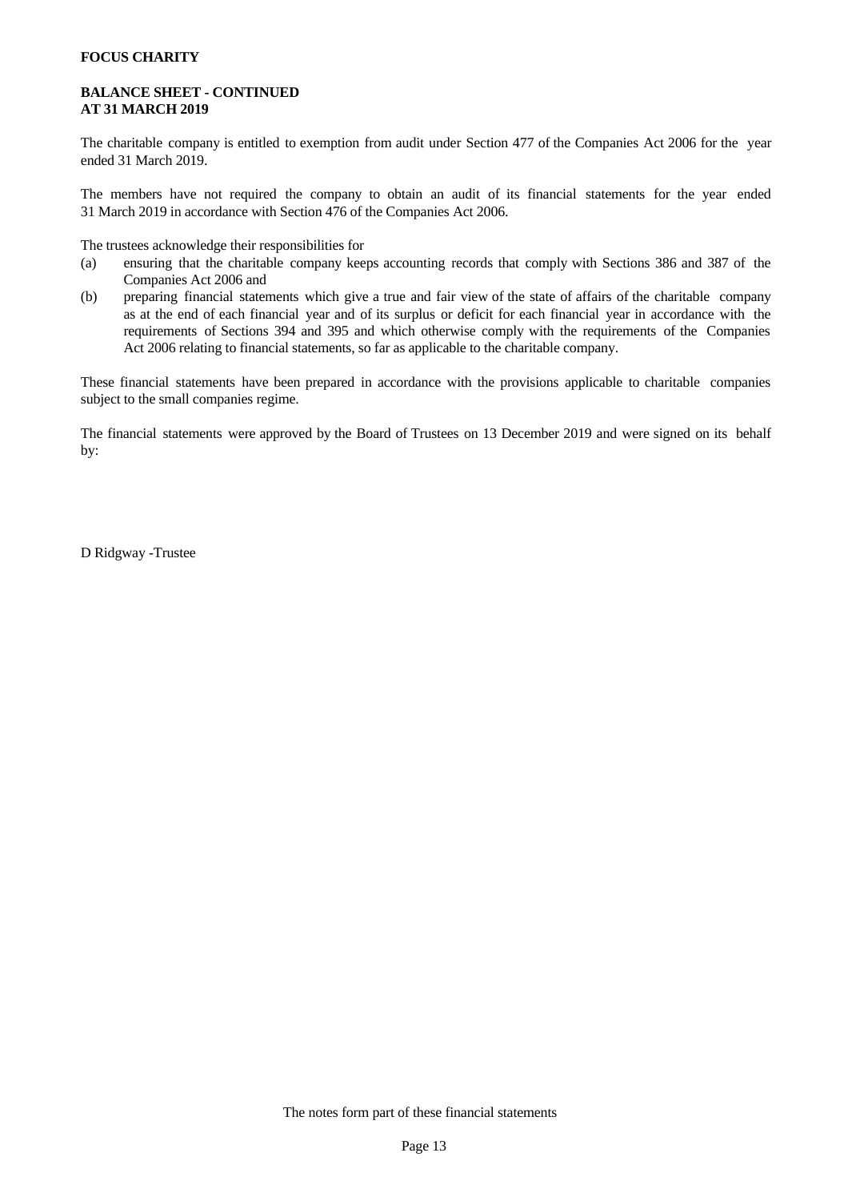**FOCUS CHARITY**

**BALANCE SHEET - CONTINUED**
**AT 31 MARCH 2019**

The charitable company is entitled to exemption from audit under Section 477 of the Companies Act 2006 for the year ended 31 March 2019.

The members have not required the company to obtain an audit of its financial statements for the year ended 31 March 2019 in accordance with Section 476 of the Companies Act 2006.

The trustees acknowledge their responsibilities for

(a) ensuring that the charitable company keeps accounting records that comply with Sections 386 and 387 of the Companies Act 2006 and
(b) preparing financial statements which give a true and fair view of the state of affairs of the charitable company as at the end of each financial year and of its surplus or deficit for each financial year in accordance with the requirements of Sections 394 and 395 and which otherwise comply with the requirements of the Companies Act 2006 relating to financial statements, so far as applicable to the charitable company.

These financial statements have been prepared in accordance with the provisions applicable to charitable companies subject to the small companies regime.

The financial statements were approved by the Board of Trustees on 13 December 2019 and were signed on its behalf by:

D Ridgway -Trustee

The notes form part of these financial statements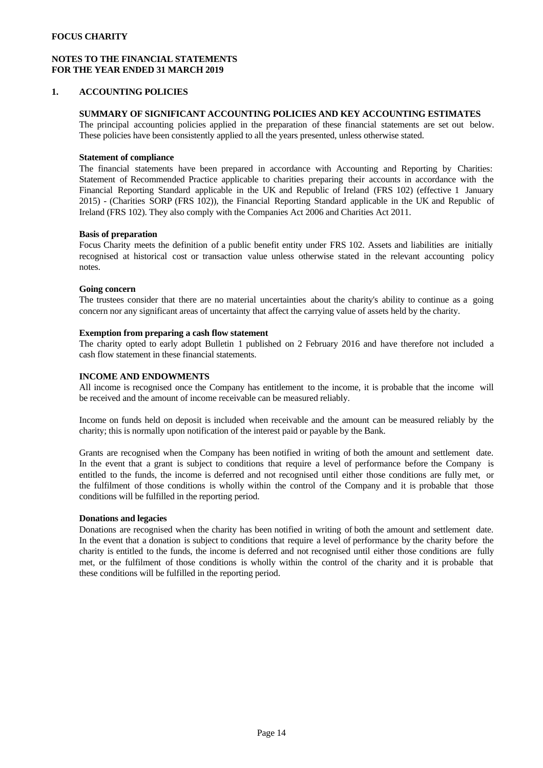**FOCUS CHARITY**

**NOTES TO THE FINANCIAL STATEMENTS**
**FOR THE YEAR ENDED 31 MARCH 2019**

## 1. ACCOUNTING POLICIES

### SUMMARY OF SIGNIFICANT ACCOUNTING POLICIES AND KEY ACCOUNTING ESTIMATES

The principal accounting policies applied in the preparation of these financial statements are set out below. These policies have been consistently applied to all the years presented, unless otherwise stated.

**Statement of compliance**

The financial statements have been prepared in accordance with Accounting and Reporting by Charities: Statement of Recommended Practice applicable to charities preparing their accounts in accordance with the Financial Reporting Standard applicable in the UK and Republic of Ireland (FRS 102) (effective 1 January 2015) - (Charities SORP (FRS 102)), the Financial Reporting Standard applicable in the UK and Republic of Ireland (FRS 102). They also comply with the Companies Act 2006 and Charities Act 2011.

**Basis of preparation**

Focus Charity meets the definition of a public benefit entity under FRS 102. Assets and liabilities are initially recognised at historical cost or transaction value unless otherwise stated in the relevant accounting policy notes.

**Going concern**

The trustees consider that there are no material uncertainties about the charity's ability to continue as a going concern nor any significant areas of uncertainty that affect the carrying value of assets held by the charity.

**Exemption from preparing a cash flow statement**

The charity opted to early adopt Bulletin 1 published on 2 February 2016 and have therefore not included a cash flow statement in these financial statements.

### INCOME AND ENDOWMENTS

All income is recognised once the Company has entitlement to the income, it is probable that the income will be received and the amount of income receivable can be measured reliably.

Income on funds held on deposit is included when receivable and the amount can be measured reliably by the charity; this is normally upon notification of the interest paid or payable by the Bank.

Grants are recognised when the Company has been notified in writing of both the amount and settlement date. In the event that a grant is subject to conditions that require a level of performance before the Company is entitled to the funds, the income is deferred and not recognised until either those conditions are fully met, or the fulfilment of those conditions is wholly within the control of the Company and it is probable that those conditions will be fulfilled in the reporting period.

**Donations and legacies**

Donations are recognised when the charity has been notified in writing of both the amount and settlement date. In the event that a donation is subject to conditions that require a level of performance by the charity before the charity is entitled to the funds, the income is deferred and not recognised until either those conditions are fully met, or the fulfilment of those conditions is wholly within the control of the charity and it is probable that these conditions will be fulfilled in the reporting period.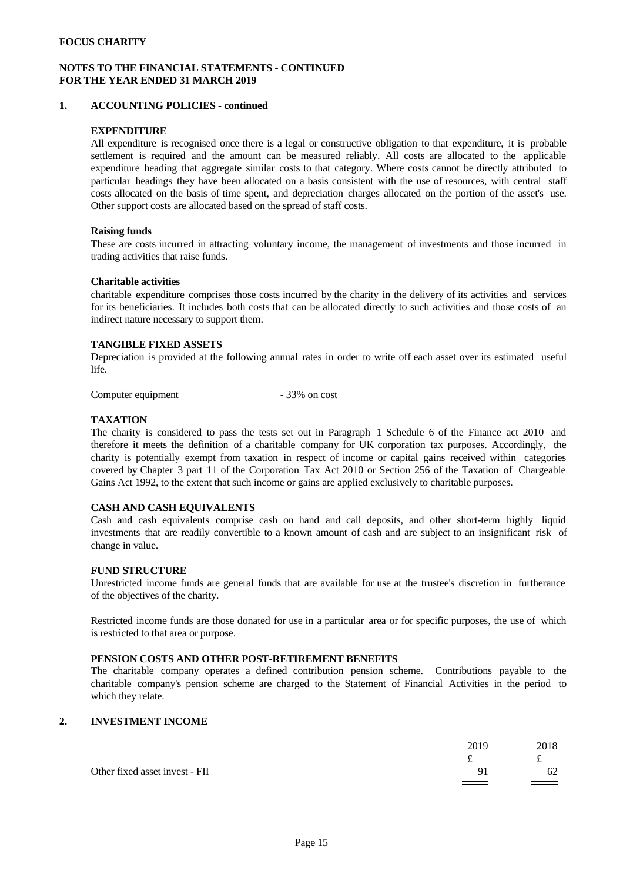**FOCUS CHARITY**

**NOTES TO THE FINANCIAL STATEMENTS - CONTINUED**
**FOR THE YEAR ENDED 31 MARCH 2019**

## 1. ACCOUNTING POLICIES - continued

### EXPENDITURE

All expenditure is recognised once there is a legal or constructive obligation to that expenditure, it is probable settlement is required and the amount can be measured reliably. All costs are allocated to the applicable expenditure heading that aggregate similar costs to that category. Where costs cannot be directly attributed to particular headings they have been allocated on a basis consistent with the use of resources, with central staff costs allocated on the basis of time spent, and depreciation charges allocated on the portion of the asset's use. Other support costs are allocated based on the spread of staff costs.

**Raising funds**

These are costs incurred in attracting voluntary income, the management of investments and those incurred in trading activities that raise funds.

**Charitable activities**

charitable expenditure comprises those costs incurred by the charity in the delivery of its activities and services for its beneficiaries. It includes both costs that can be allocated directly to such activities and those costs of an indirect nature necessary to support them.

### TANGIBLE FIXED ASSETS

Depreciation is provided at the following annual rates in order to write off each asset over its estimated useful life.

Computer equipment - 33% on cost

### TAXATION

The charity is considered to pass the tests set out in Paragraph 1 Schedule 6 of the Finance act 2010 and therefore it meets the definition of a charitable company for UK corporation tax purposes. Accordingly, the charity is potentially exempt from taxation in respect of income or capital gains received within categories covered by Chapter 3 part 11 of the Corporation Tax Act 2010 or Section 256 of the Taxation of Chargeable Gains Act 1992, to the extent that such income or gains are applied exclusively to charitable purposes.

### CASH AND CASH EQUIVALENTS

Cash and cash equivalents comprise cash on hand and call deposits, and other short-term highly liquid investments that are readily convertible to a known amount of cash and are subject to an insignificant risk of change in value.

### FUND STRUCTURE

Unrestricted income funds are general funds that are available for use at the trustee's discretion in furtherance of the objectives of the charity.

Restricted income funds are those donated for use in a particular area or for specific purposes, the use of which is restricted to that area or purpose.

### PENSION COSTS AND OTHER POST-RETIREMENT BENEFITS

The charitable company operates a defined contribution pension scheme. Contributions payable to the charitable company's pension scheme are charged to the Statement of Financial Activities in the period to which they relate.

## 2. INVESTMENT INCOME

| | 2019 | 2018 |
|---|---|---|
| | £ | £ |
| Other fixed asset invest - FII | 91 | 62 |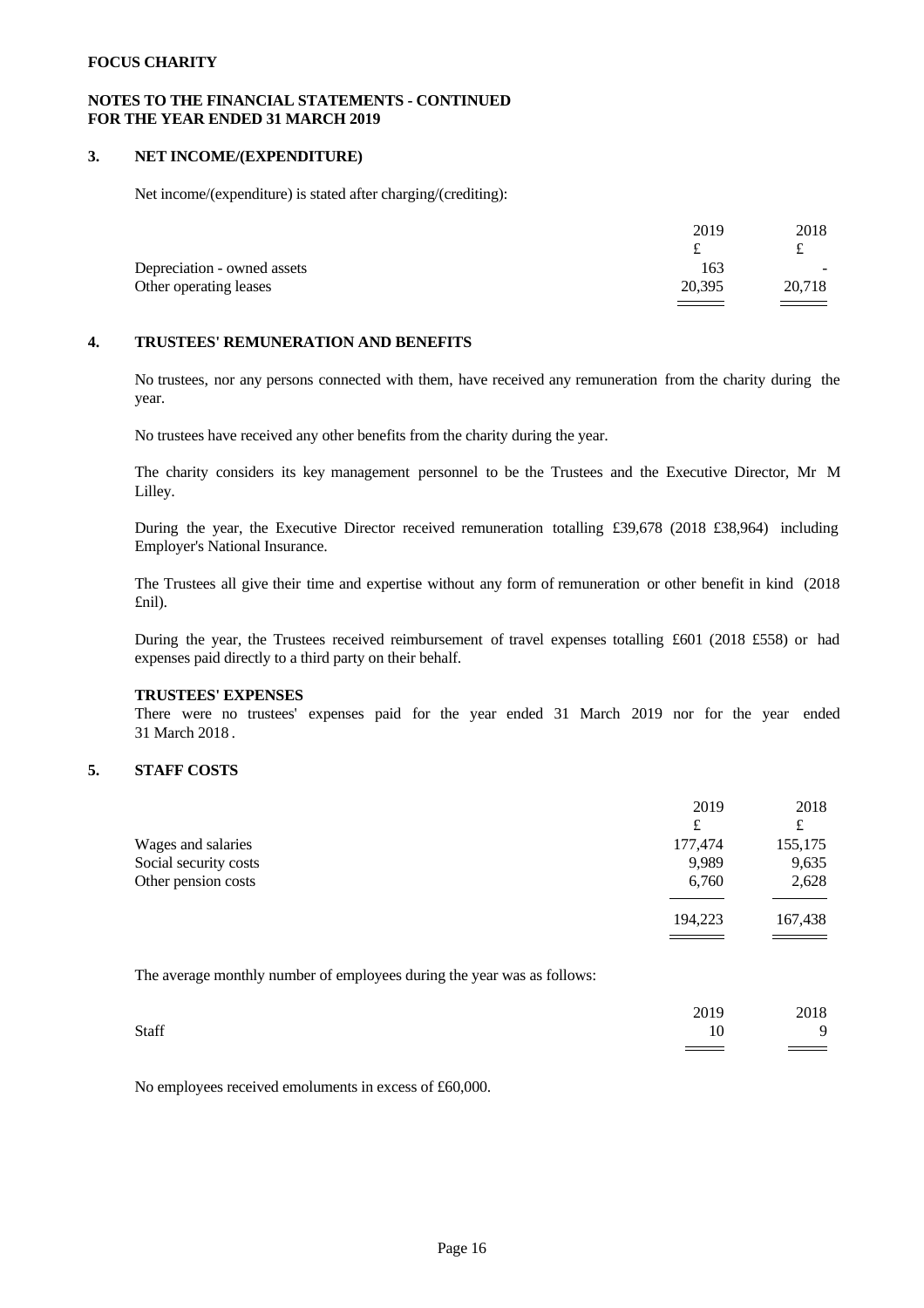**FOCUS CHARITY**

**NOTES TO THE FINANCIAL STATEMENTS - CONTINUED**
**FOR THE YEAR ENDED 31 MARCH 2019**

## 3. NET INCOME/(EXPENDITURE)

Net income/(expenditure) is stated after charging/(crediting):

| | 2019 | 2018 |
|---|---|---|
| | £ | £ |
| Depreciation - owned assets | 163 | - |
| Other operating leases | 20,395 | 20,718 |

## 4. TRUSTEES' REMUNERATION AND BENEFITS

No trustees, nor any persons connected with them, have received any remuneration from the charity during the year.

No trustees have received any other benefits from the charity during the year.

The charity considers its key management personnel to be the Trustees and the Executive Director, Mr M Lilley.

During the year, the Executive Director received remuneration totalling £39,678 (2018 £38,964) including Employer's National Insurance.

The Trustees all give their time and expertise without any form of remuneration or other benefit in kind (2018 £nil).

During the year, the Trustees received reimbursement of travel expenses totalling £601 (2018 £558) or had expenses paid directly to a third party on their behalf.

**TRUSTEES' EXPENSES**

There were no trustees' expenses paid for the year ended 31 March 2019 nor for the year ended 31 March 2018.

## 5. STAFF COSTS

| | 2019 | 2018 |
|---|---|---|
| | £ | £ |
| Wages and salaries | 177,474 | 155,175 |
| Social security costs | 9,989 | 9,635 |
| Other pension costs | 6,760 | 2,628 |
| | 194,223 | 167,438 |

The average monthly number of employees during the year was as follows:

| | 2019 | 2018 |
|---|---|---|
| Staff | 10 | 9 |

No employees received emoluments in excess of £60,000.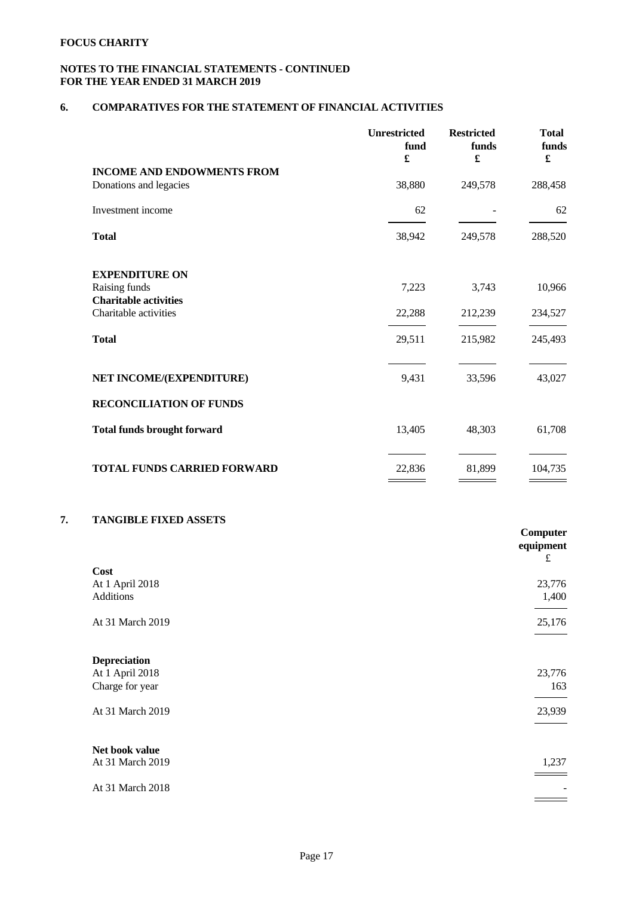**FOCUS CHARITY**

**NOTES TO THE FINANCIAL STATEMENTS - CONTINUED**
**FOR THE YEAR ENDED 31 MARCH 2019**

## 6. COMPARATIVES FOR THE STATEMENT OF FINANCIAL ACTIVITIES

| | Unrestricted fund £ | Restricted funds £ | Total funds £ |
|---|---|---|---|
| **INCOME AND ENDOWMENTS FROM** | | | |
| Donations and legacies | 38,880 | 249,578 | 288,458 |
| Investment income | 62 | - | 62 |
| **Total** | 38,942 | 249,578 | 288,520 |
| **EXPENDITURE ON** | | | |
| Raising funds | 7,223 | 3,743 | 10,966 |
| **Charitable activities** | | | |
| Charitable activities | 22,288 | 212,239 | 234,527 |
| **Total** | 29,511 | 215,982 | 245,493 |
| **NET INCOME/(EXPENDITURE)** | 9,431 | 33,596 | 43,027 |
| **RECONCILIATION OF FUNDS** | | | |
| **Total funds brought forward** | 13,405 | 48,303 | 61,708 |
| **TOTAL FUNDS CARRIED FORWARD** | 22,836 | 81,899 | 104,735 |

## 7. TANGIBLE FIXED ASSETS

| | Computer equipment £ |
|---|---|
| **Cost** | |
| At 1 April 2018 | 23,776 |
| Additions | 1,400 |
| At 31 March 2019 | 25,176 |
| **Depreciation** | |
| At 1 April 2018 | 23,776 |
| Charge for year | 163 |
| At 31 March 2019 | 23,939 |
| **Net book value** | |
| At 31 March 2019 | 1,237 |
| At 31 March 2018 | - |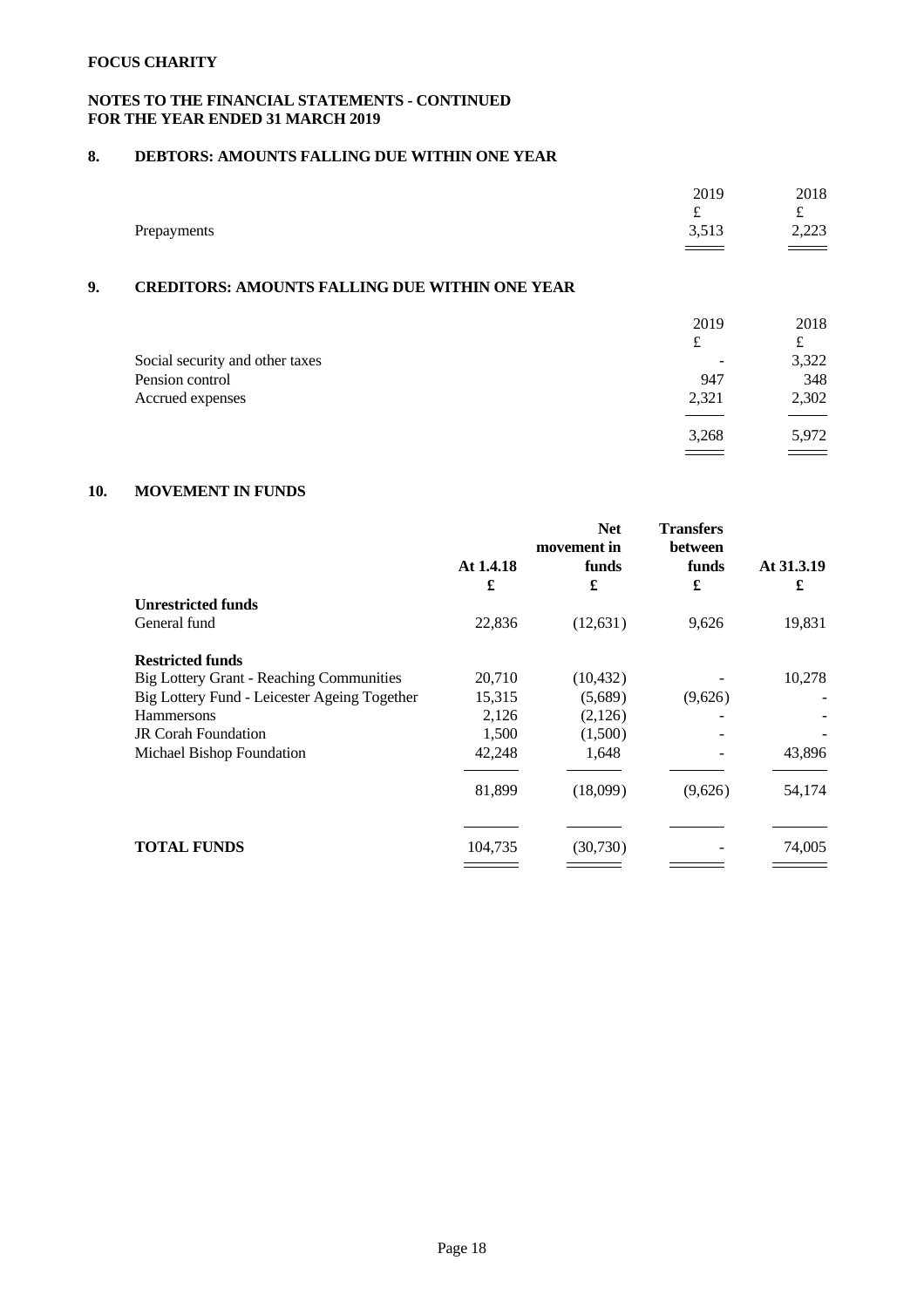**FOCUS CHARITY**

**NOTES TO THE FINANCIAL STATEMENTS - CONTINUED**
**FOR THE YEAR ENDED 31 MARCH 2019**

## 8. DEBTORS: AMOUNTS FALLING DUE WITHIN ONE YEAR

| | 2019 | 2018 |
|---|---|---|
| | £ | £ |
| Prepayments | 3,513 | 2,223 |

## 9. CREDITORS: AMOUNTS FALLING DUE WITHIN ONE YEAR

| | 2019 | 2018 |
|---|---|---|
| | £ | £ |
| Social security and other taxes | - | 3,322 |
| Pension control | 947 | 348 |
| Accrued expenses | 2,321 | 2,302 |
| | 3,268 | 5,972 |

## 10. MOVEMENT IN FUNDS

| | At 1.4.18 | Net movement in funds | Transfers between funds | At 31.3.19 |
|---|---|---|---|---|
| | £ | £ | £ | £ |
| **Unrestricted funds** | | | | |
| General fund | 22,836 | (12,631) | 9,626 | 19,831 |
| **Restricted funds** | | | | |
| Big Lottery Grant - Reaching Communities | 20,710 | (10,432) | - | 10,278 |
| Big Lottery Fund - Leicester Ageing Together | 15,315 | (5,689) | (9,626) | - |
| Hammersons | 2,126 | (2,126) | - | - |
| JR Corah Foundation | 1,500 | (1,500) | - | - |
| Michael Bishop Foundation | 42,248 | 1,648 | - | 43,896 |
| | 81,899 | (18,099) | (9,626) | 54,174 |
| **TOTAL FUNDS** | 104,735 | (30,730) | - | 74,005 |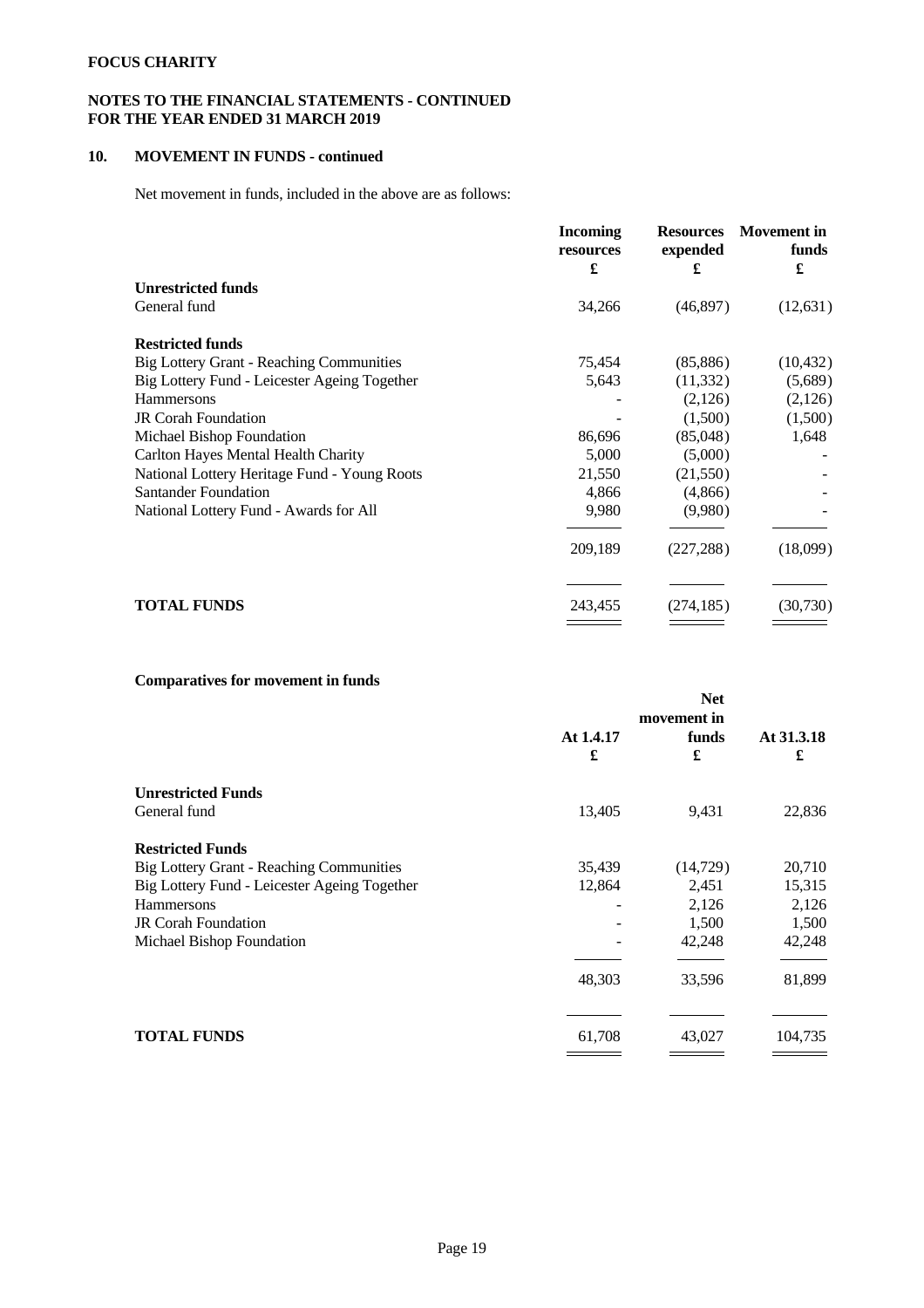**FOCUS CHARITY**

**NOTES TO THE FINANCIAL STATEMENTS - CONTINUED**
**FOR THE YEAR ENDED 31 MARCH 2019**

## 10. MOVEMENT IN FUNDS - continued

Net movement in funds, included in the above are as follows:

| | Incoming resources £ | Resources expended £ | Movement in funds £ |
|---|---|---|---|
| **Unrestricted funds** | | | |
| General fund | 34,266 | (46,897) | (12,631) |
| **Restricted funds** | | | |
| Big Lottery Grant - Reaching Communities | 75,454 | (85,886) | (10,432) |
| Big Lottery Fund - Leicester Ageing Together | 5,643 | (11,332) | (5,689) |
| Hammersons | - | (2,126) | (2,126) |
| JR Corah Foundation | - | (1,500) | (1,500) |
| Michael Bishop Foundation | 86,696 | (85,048) | 1,648 |
| Carlton Hayes Mental Health Charity | 5,000 | (5,000) | - |
| National Lottery Heritage Fund - Young Roots | 21,550 | (21,550) | - |
| Santander Foundation | 4,866 | (4,866) | - |
| National Lottery Fund - Awards for All | 9,980 | (9,980) | - |
| | 209,189 | (227,288) | (18,099) |
| **TOTAL FUNDS** | 243,455 | (274,185) | (30,730) |

**Comparatives for movement in funds**

| | At 1.4.17 £ | Net movement in funds £ | At 31.3.18 £ |
|---|---|---|---|
| **Unrestricted Funds** | | | |
| General fund | 13,405 | 9,431 | 22,836 |
| **Restricted Funds** | | | |
| Big Lottery Grant - Reaching Communities | 35,439 | (14,729) | 20,710 |
| Big Lottery Fund - Leicester Ageing Together | 12,864 | 2,451 | 15,315 |
| Hammersons | - | 2,126 | 2,126 |
| JR Corah Foundation | - | 1,500 | 1,500 |
| Michael Bishop Foundation | - | 42,248 | 42,248 |
| | 48,303 | 33,596 | 81,899 |
| **TOTAL FUNDS** | 61,708 | 43,027 | 104,735 |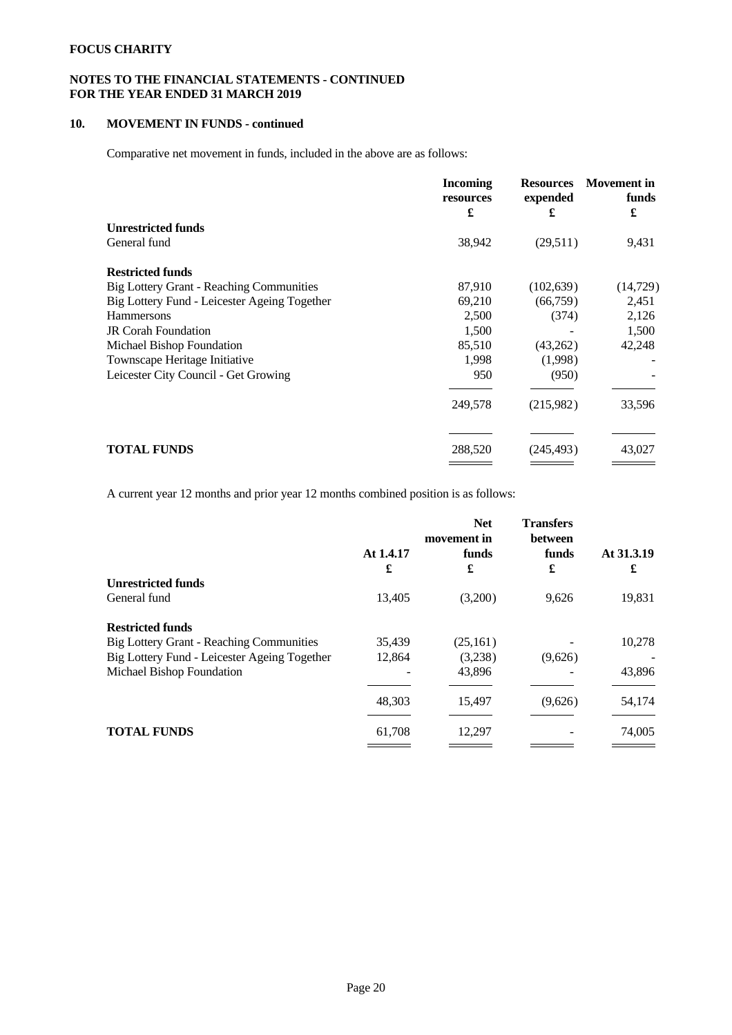**FOCUS CHARITY**

**NOTES TO THE FINANCIAL STATEMENTS - CONTINUED**
**FOR THE YEAR ENDED 31 MARCH 2019**

## 10. MOVEMENT IN FUNDS - continued

Comparative net movement in funds, included in the above are as follows:

| | Incoming resources £ | Resources expended £ | Movement in funds £ |
|---|---|---|---|
| **Unrestricted funds** | | | |
| General fund | 38,942 | (29,511) | 9,431 |
| **Restricted funds** | | | |
| Big Lottery Grant - Reaching Communities | 87,910 | (102,639) | (14,729) |
| Big Lottery Fund - Leicester Ageing Together | 69,210 | (66,759) | 2,451 |
| Hammersons | 2,500 | (374) | 2,126 |
| JR Corah Foundation | 1,500 | - | 1,500 |
| Michael Bishop Foundation | 85,510 | (43,262) | 42,248 |
| Townscape Heritage Initiative | 1,998 | (1,998) | - |
| Leicester City Council - Get Growing | 950 | (950) | - |
| | 249,578 | (215,982) | 33,596 |
| **TOTAL FUNDS** | 288,520 | (245,493) | 43,027 |

A current year 12 months and prior year 12 months combined position is as follows:

| | At 1.4.17 £ | Net movement in funds £ | Transfers between funds £ | At 31.3.19 £ |
|---|---|---|---|---|
| **Unrestricted funds** | | | | |
| General fund | 13,405 | (3,200) | 9,626 | 19,831 |
| **Restricted funds** | | | | |
| Big Lottery Grant - Reaching Communities | 35,439 | (25,161) | - | 10,278 |
| Big Lottery Fund - Leicester Ageing Together | 12,864 | (3,238) | (9,626) | - |
| Michael Bishop Foundation | - | 43,896 | - | 43,896 |
| | 48,303 | 15,497 | (9,626) | 54,174 |
| **TOTAL FUNDS** | 61,708 | 12,297 | - | 74,005 |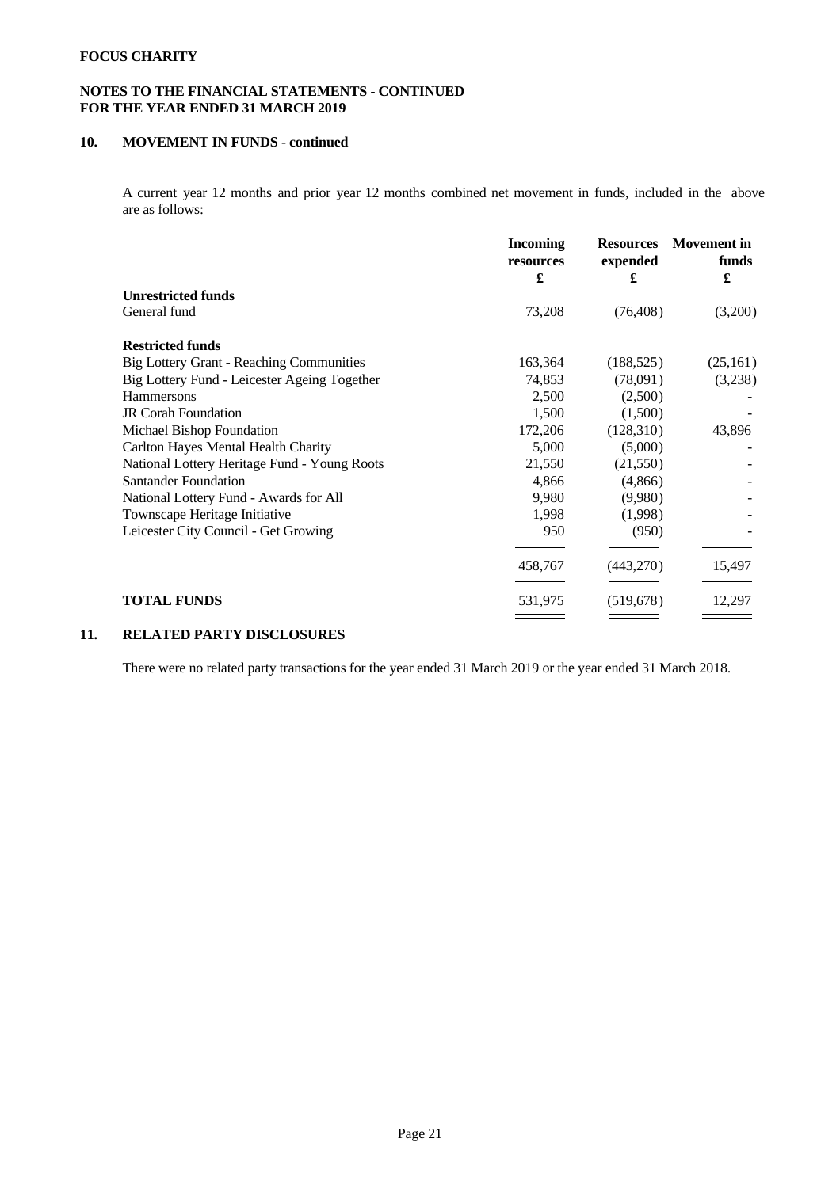**FOCUS CHARITY**

**NOTES TO THE FINANCIAL STATEMENTS - CONTINUED**
**FOR THE YEAR ENDED 31 MARCH 2019**

## 10. MOVEMENT IN FUNDS - continued

A current year 12 months and prior year 12 months combined net movement in funds, included in the above are as follows:

| | Incoming resources £ | Resources expended £ | Movement in funds £ |
|---|---|---|---|
| **Unrestricted funds** | | | |
| General fund | 73,208 | (76,408) | (3,200) |
| | | | |
| **Restricted funds** | | | |
| Big Lottery Grant - Reaching Communities | 163,364 | (188,525) | (25,161) |
| Big Lottery Fund - Leicester Ageing Together | 74,853 | (78,091) | (3,238) |
| Hammersons | 2,500 | (2,500) | - |
| JR Corah Foundation | 1,500 | (1,500) | - |
| Michael Bishop Foundation | 172,206 | (128,310) | 43,896 |
| Carlton Hayes Mental Health Charity | 5,000 | (5,000) | - |
| National Lottery Heritage Fund - Young Roots | 21,550 | (21,550) | - |
| Santander Foundation | 4,866 | (4,866) | - |
| National Lottery Fund - Awards for All | 9,980 | (9,980) | - |
| Townscape Heritage Initiative | 1,998 | (1,998) | - |
| Leicester City Council - Get Growing | 950 | (950) | - |
| | 458,767 | (443,270) | 15,497 |
| | | | |
| **TOTAL FUNDS** | 531,975 | (519,678) | 12,297 |

## 11. RELATED PARTY DISCLOSURES

There were no related party transactions for the year ended 31 March 2019 or the year ended 31 March 2018.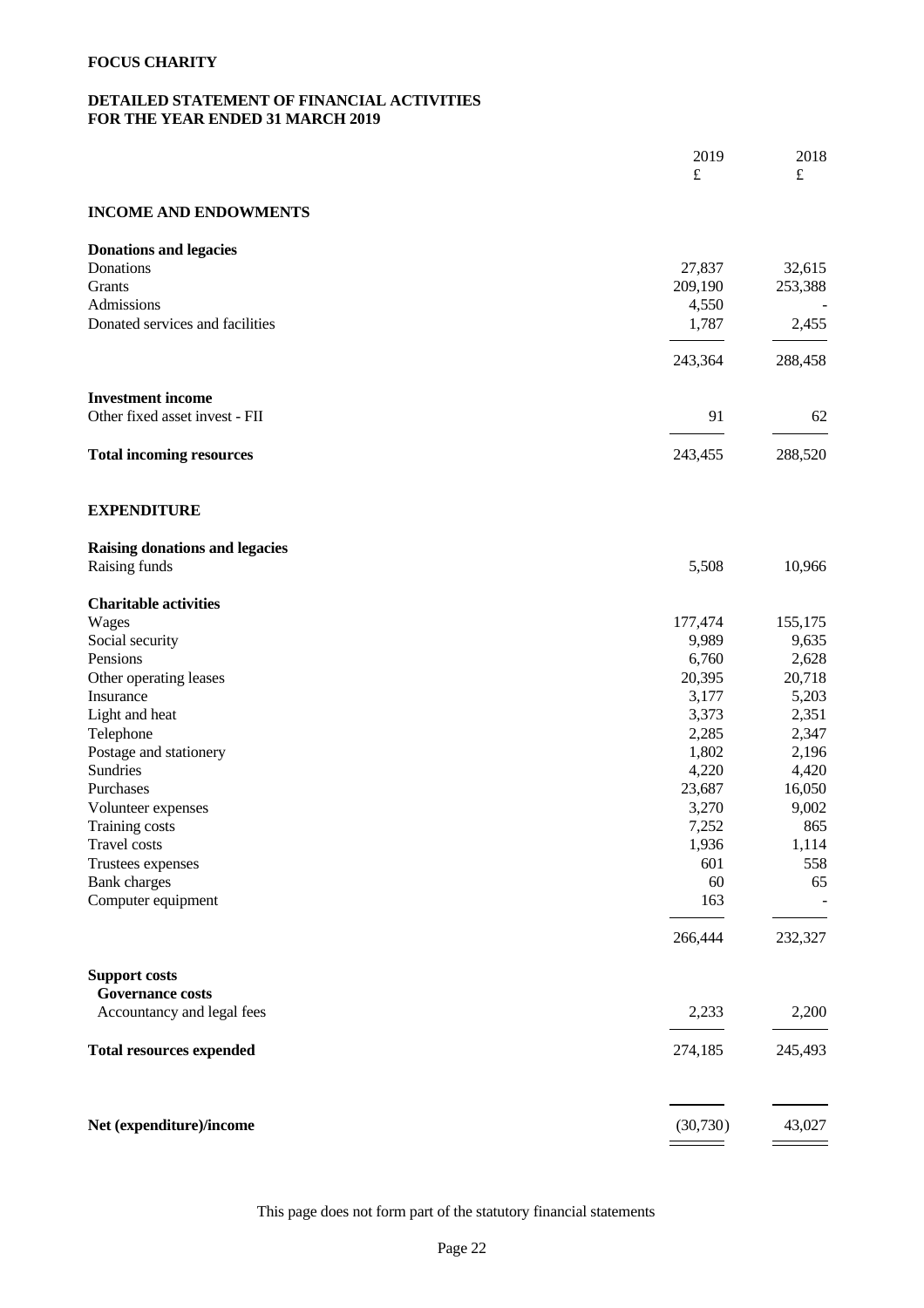**FOCUS CHARITY**

**DETAILED STATEMENT OF FINANCIAL ACTIVITIES**
**FOR THE YEAR ENDED 31 MARCH 2019**

| | 2019 £ | 2018 £ |
|---|---|---|
| **INCOME AND ENDOWMENTS** | | |
| **Donations and legacies** | | |
| Donations | 27,837 | 32,615 |
| Grants | 209,190 | 253,388 |
| Admissions | 4,550 | - |
| Donated services and facilities | 1,787 | 2,455 |
| | 243,364 | 288,458 |
| **Investment income** | | |
| Other fixed asset invest - FII | 91 | 62 |
| **Total incoming resources** | 243,455 | 288,520 |
| **EXPENDITURE** | | |
| **Raising donations and legacies** | | |
| Raising funds | 5,508 | 10,966 |
| **Charitable activities** | | |
| Wages | 177,474 | 155,175 |
| Social security | 9,989 | 9,635 |
| Pensions | 6,760 | 2,628 |
| Other operating leases | 20,395 | 20,718 |
| Insurance | 3,177 | 5,203 |
| Light and heat | 3,373 | 2,351 |
| Telephone | 2,285 | 2,347 |
| Postage and stationery | 1,802 | 2,196 |
| Sundries | 4,220 | 4,420 |
| Purchases | 23,687 | 16,050 |
| Volunteer expenses | 3,270 | 9,002 |
| Training costs | 7,252 | 865 |
| Travel costs | 1,936 | 1,114 |
| Trustees expenses | 601 | 558 |
| Bank charges | 60 | 65 |
| Computer equipment | 163 | - |
| | 266,444 | 232,327 |
| **Support costs** | | |
| **Governance costs** | | |
| Accountancy and legal fees | 2,233 | 2,200 |
| **Total resources expended** | 274,185 | 245,493 |
| **Net (expenditure)/income** | (30,730) | 43,027 |

This page does not form part of the statutory financial statements